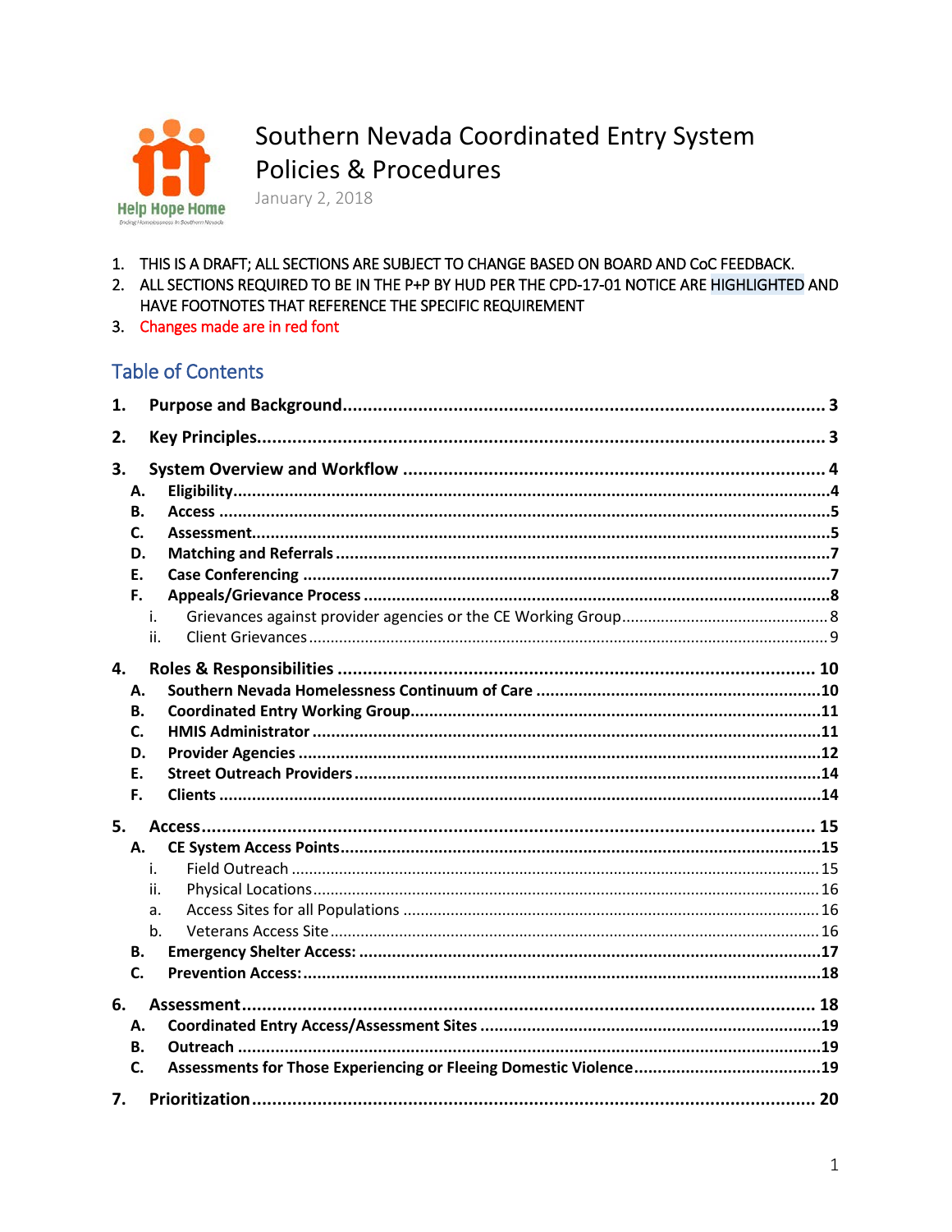# Southern Nevada Coordinated Entry System Policies & Procedures

January 2, 2018

1. THIS IS A DRAFT; ALL SECTIONS ARE SUBJECT TO CHANGE BASED ON BOARD AND CoC FEEDBACK.
2. ALL SECTIONS REQUIRED TO BE IN THE P+P BY HUD PER THE CPD-17-01 NOTICE ARE HIGHLIGHTED AND HAVE FOOTNOTES THAT REFERENCE THE SPECIFIC REQUIREMENT
3. Changes made are in red font

## Table of Contents

**1. Purpose and Background** ..... 3

**2. Key Principles** ..... 3

**3. System Overview and Workflow** ..... 4
- **A. Eligibility** ..... 4
- **B. Access** ..... 5
- **C. Assessment** ..... 5
- **D. Matching and Referrals** ..... 7
- **E. Case Conferencing** ..... 7
- **F. Appeals/Grievance Process** ..... 8
  - i. Grievances against provider agencies or the CE Working Group ..... 8
  - ii. Client Grievances ..... 9

**4. Roles & Responsibilities** ..... 10
- **A. Southern Nevada Homelessness Continuum of Care** ..... 10
- **B. Coordinated Entry Working Group** ..... 11
- **C. HMIS Administrator** ..... 11
- **D. Provider Agencies** ..... 12
- **E. Street Outreach Providers** ..... 14
- **F. Clients** ..... 14

**5. Access** ..... 15
- **A. CE System Access Points** ..... 15
  - i. Field Outreach ..... 15
  - ii. Physical Locations ..... 16
  - a. Access Sites for all Populations ..... 16
  - b. Veterans Access Site ..... 16
- **B. Emergency Shelter Access:** ..... 17
- **C. Prevention Access:** ..... 18

**6. Assessment** ..... 18
- **A. Coordinated Entry Access/Assessment Sites** ..... 19
- **B. Outreach** ..... 19
- **C. Assessments for Those Experiencing or Fleeing Domestic Violence** ..... 19

**7. Prioritization** ..... 20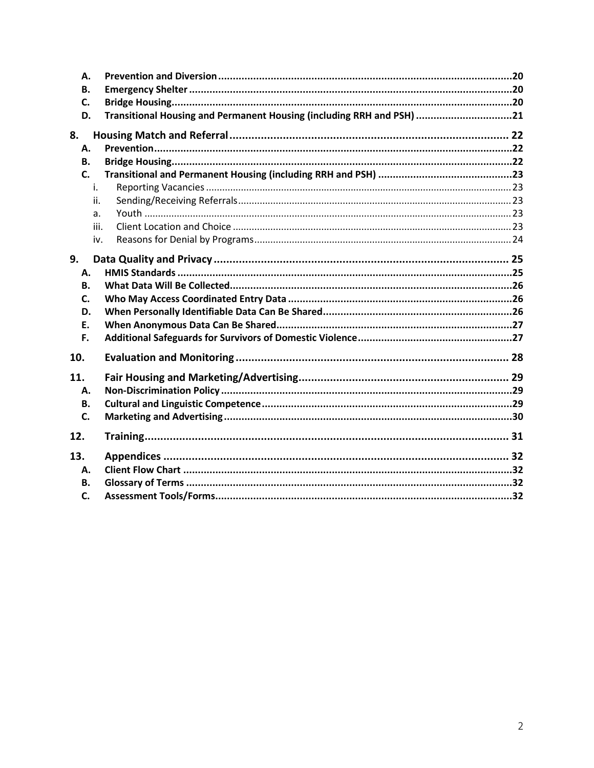A. **Prevention and Diversion** ........ 20
B. **Emergency Shelter** ........ 20
C. **Bridge Housing** ........ 20
D. **Transitional Housing and Permanent Housing (including RRH and PSH)** ........ 21

**8. Housing Match and Referral** ........ 22
A. **Prevention** ........ 22
B. **Bridge Housing** ........ 22
C. **Transitional and Permanent Housing (including RRH and PSH)** ........ 23
- i. Reporting Vacancies ........ 23
- ii. Sending/Receiving Referrals ........ 23
- a. Youth ........ 23
- iii. Client Location and Choice ........ 23
- iv. Reasons for Denial by Programs ........ 24

**9. Data Quality and Privacy** ........ 25
A. **HMIS Standards** ........ 25
B. **What Data Will Be Collected** ........ 26
C. **Who May Access Coordinated Entry Data** ........ 26
D. **When Personally Identifiable Data Can Be Shared** ........ 26
E. **When Anonymous Data Can Be Shared** ........ 27
F. **Additional Safeguards for Survivors of Domestic Violence** ........ 27

**10. Evaluation and Monitoring** ........ 28

**11. Fair Housing and Marketing/Advertising** ........ 29
A. **Non-Discrimination Policy** ........ 29
B. **Cultural and Linguistic Competence** ........ 29
C. **Marketing and Advertising** ........ 30

**12. Training** ........ 31

**13. Appendices** ........ 32
A. **Client Flow Chart** ........ 32
B. **Glossary of Terms** ........ 32
C. **Assessment Tools/Forms** ........ 32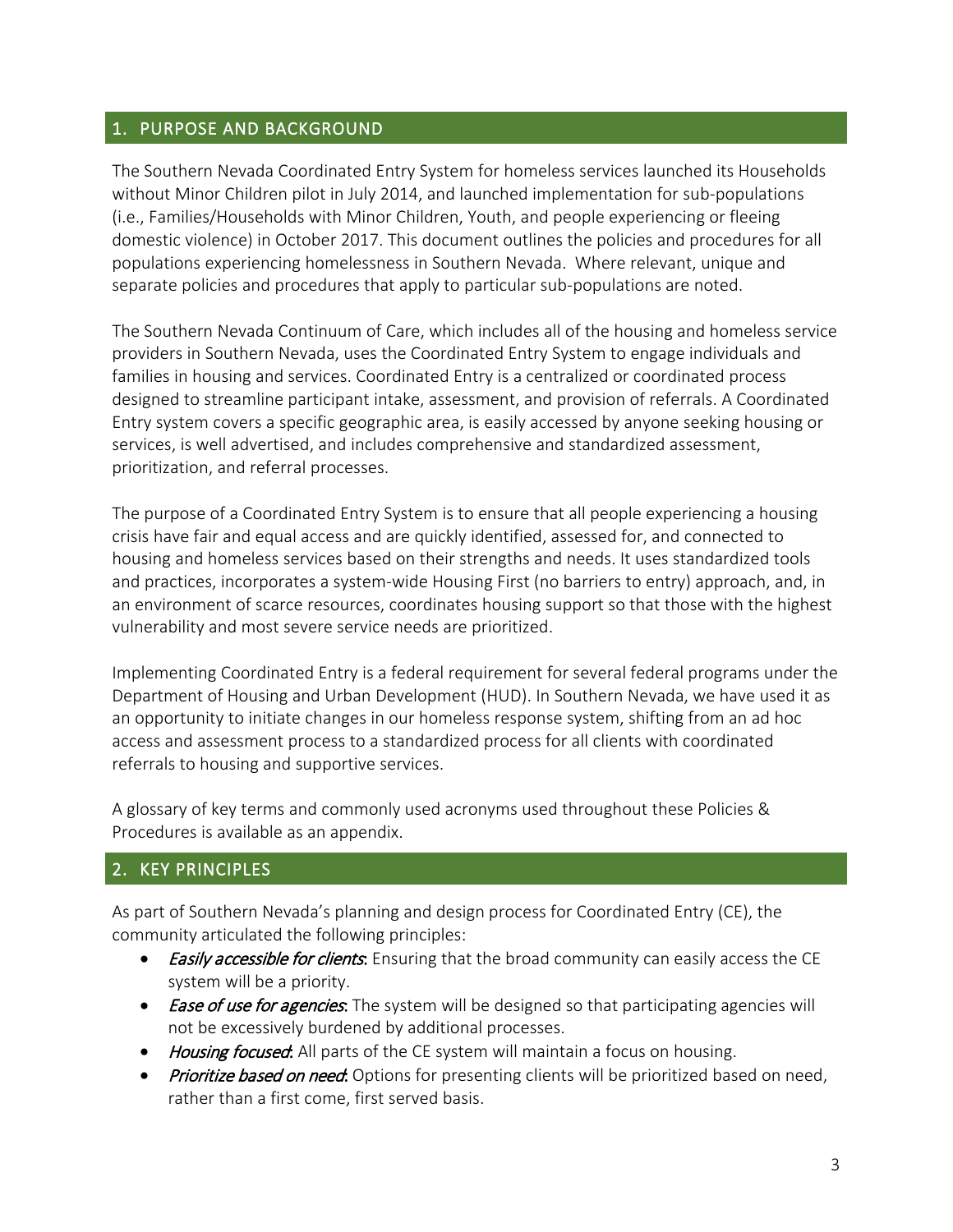## 1. PURPOSE AND BACKGROUND

The Southern Nevada Coordinated Entry System for homeless services launched its Households without Minor Children pilot in July 2014, and launched implementation for sub-populations (i.e., Families/Households with Minor Children, Youth, and people experiencing or fleeing domestic violence) in October 2017. This document outlines the policies and procedures for all populations experiencing homelessness in Southern Nevada. Where relevant, unique and separate policies and procedures that apply to particular sub-populations are noted.

The Southern Nevada Continuum of Care, which includes all of the housing and homeless service providers in Southern Nevada, uses the Coordinated Entry System to engage individuals and families in housing and services. Coordinated Entry is a centralized or coordinated process designed to streamline participant intake, assessment, and provision of referrals. A Coordinated Entry system covers a specific geographic area, is easily accessed by anyone seeking housing or services, is well advertised, and includes comprehensive and standardized assessment, prioritization, and referral processes.

The purpose of a Coordinated Entry System is to ensure that all people experiencing a housing crisis have fair and equal access and are quickly identified, assessed for, and connected to housing and homeless services based on their strengths and needs. It uses standardized tools and practices, incorporates a system-wide Housing First (no barriers to entry) approach, and, in an environment of scarce resources, coordinates housing support so that those with the highest vulnerability and most severe service needs are prioritized.

Implementing Coordinated Entry is a federal requirement for several federal programs under the Department of Housing and Urban Development (HUD). In Southern Nevada, we have used it as an opportunity to initiate changes in our homeless response system, shifting from an ad hoc access and assessment process to a standardized process for all clients with coordinated referrals to housing and supportive services.

A glossary of key terms and commonly used acronyms used throughout these Policies & Procedures is available as an appendix.

## 2. KEY PRINCIPLES

As part of Southern Nevada's planning and design process for Coordinated Entry (CE), the community articulated the following principles:

- *Easily accessible for clients*: Ensuring that the broad community can easily access the CE system will be a priority.
- *Ease of use for agencies*: The system will be designed so that participating agencies will not be excessively burdened by additional processes.
- *Housing focused*: All parts of the CE system will maintain a focus on housing.
- *Prioritize based on need*: Options for presenting clients will be prioritized based on need, rather than a first come, first served basis.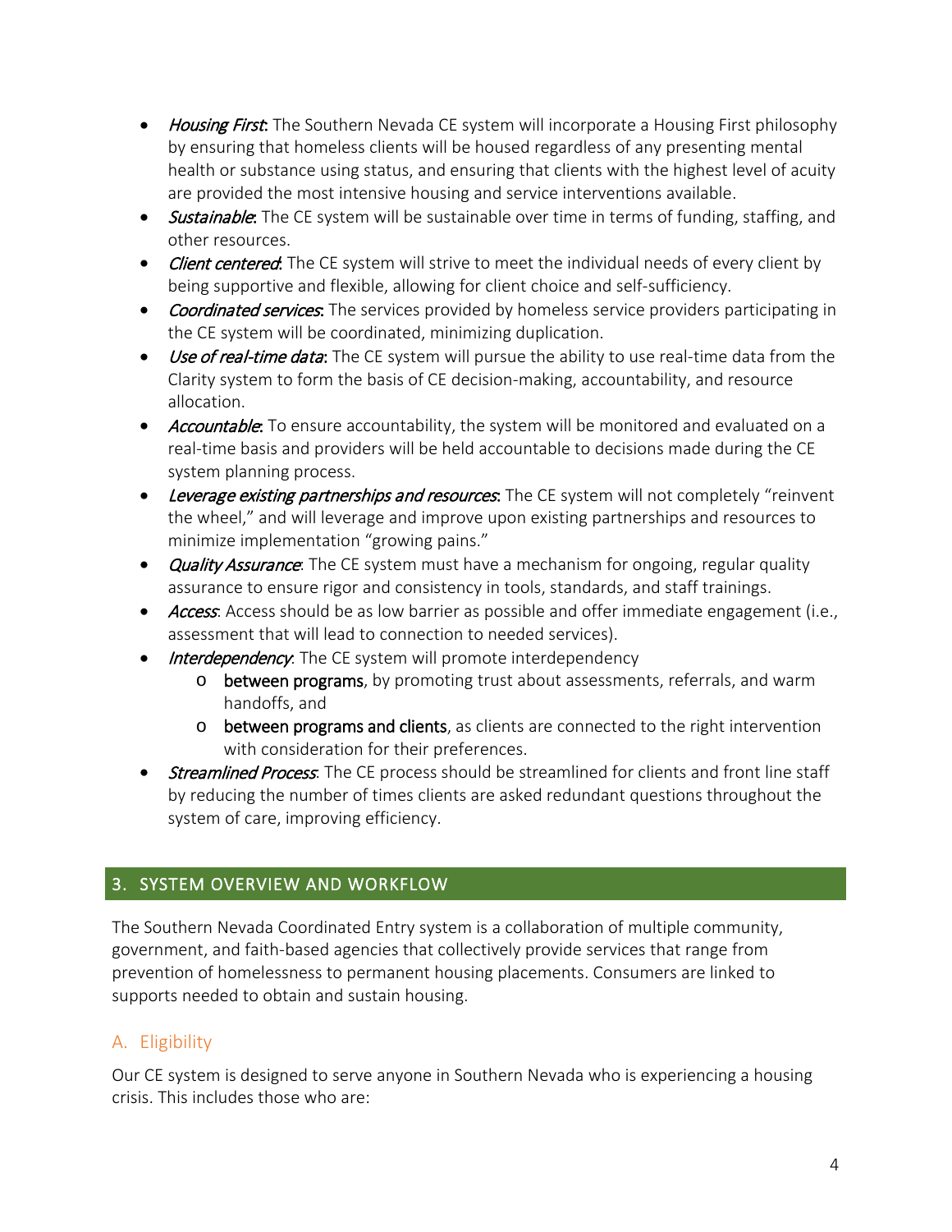- *Housing First*: The Southern Nevada CE system will incorporate a Housing First philosophy by ensuring that homeless clients will be housed regardless of any presenting mental health or substance using status, and ensuring that clients with the highest level of acuity are provided the most intensive housing and service interventions available.
- *Sustainable*: The CE system will be sustainable over time in terms of funding, staffing, and other resources.
- *Client centered*: The CE system will strive to meet the individual needs of every client by being supportive and flexible, allowing for client choice and self-sufficiency.
- *Coordinated services*: The services provided by homeless service providers participating in the CE system will be coordinated, minimizing duplication.
- *Use of real-time data*: The CE system will pursue the ability to use real-time data from the Clarity system to form the basis of CE decision-making, accountability, and resource allocation.
- *Accountable*: To ensure accountability, the system will be monitored and evaluated on a real-time basis and providers will be held accountable to decisions made during the CE system planning process.
- *Leverage existing partnerships and resources*: The CE system will not completely "reinvent the wheel," and will leverage and improve upon existing partnerships and resources to minimize implementation "growing pains."
- *Quality Assurance*: The CE system must have a mechanism for ongoing, regular quality assurance to ensure rigor and consistency in tools, standards, and staff trainings.
- *Access*: Access should be as low barrier as possible and offer immediate engagement (i.e., assessment that will lead to connection to needed services).
- *Interdependency*: The CE system will promote interdependency
  - between programs, by promoting trust about assessments, referrals, and warm handoffs, and
  - between programs and clients, as clients are connected to the right intervention with consideration for their preferences.
- *Streamlined Process*: The CE process should be streamlined for clients and front line staff by reducing the number of times clients are asked redundant questions throughout the system of care, improving efficiency.

## 3. SYSTEM OVERVIEW AND WORKFLOW

The Southern Nevada Coordinated Entry system is a collaboration of multiple community, government, and faith-based agencies that collectively provide services that range from prevention of homelessness to permanent housing placements. Consumers are linked to supports needed to obtain and sustain housing.

### A. Eligibility

Our CE system is designed to serve anyone in Southern Nevada who is experiencing a housing crisis. This includes those who are: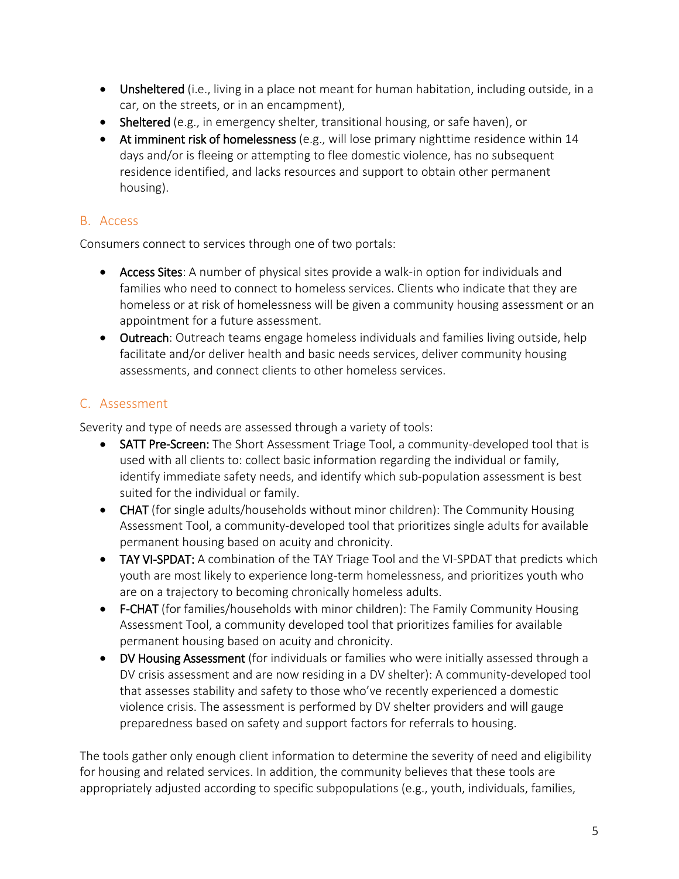- **Unsheltered** (i.e., living in a place not meant for human habitation, including outside, in a car, on the streets, or in an encampment),
- **Sheltered** (e.g., in emergency shelter, transitional housing, or safe haven), or
- **At imminent risk of homelessness** (e.g., will lose primary nighttime residence within 14 days and/or is fleeing or attempting to flee domestic violence, has no subsequent residence identified, and lacks resources and support to obtain other permanent housing).

## B. Access

Consumers connect to services through one of two portals:

- **Access Sites**: A number of physical sites provide a walk-in option for individuals and families who need to connect to homeless services. Clients who indicate that they are homeless or at risk of homelessness will be given a community housing assessment or an appointment for a future assessment.
- **Outreach**: Outreach teams engage homeless individuals and families living outside, help facilitate and/or deliver health and basic needs services, deliver community housing assessments, and connect clients to other homeless services.

## C. Assessment

Severity and type of needs are assessed through a variety of tools:

- **SATT Pre-Screen:** The Short Assessment Triage Tool, a community-developed tool that is used with all clients to: collect basic information regarding the individual or family, identify immediate safety needs, and identify which sub-population assessment is best suited for the individual or family.
- **CHAT** (for single adults/households without minor children): The Community Housing Assessment Tool, a community-developed tool that prioritizes single adults for available permanent housing based on acuity and chronicity.
- **TAY VI-SPDAT:** A combination of the TAY Triage Tool and the VI-SPDAT that predicts which youth are most likely to experience long-term homelessness, and prioritizes youth who are on a trajectory to becoming chronically homeless adults.
- **F-CHAT** (for families/households with minor children): The Family Community Housing Assessment Tool, a community developed tool that prioritizes families for available permanent housing based on acuity and chronicity.
- **DV Housing Assessment** (for individuals or families who were initially assessed through a DV crisis assessment and are now residing in a DV shelter): A community-developed tool that assesses stability and safety to those who've recently experienced a domestic violence crisis. The assessment is performed by DV shelter providers and will gauge preparedness based on safety and support factors for referrals to housing.

The tools gather only enough client information to determine the severity of need and eligibility for housing and related services. In addition, the community believes that these tools are appropriately adjusted according to specific subpopulations (e.g., youth, individuals, families,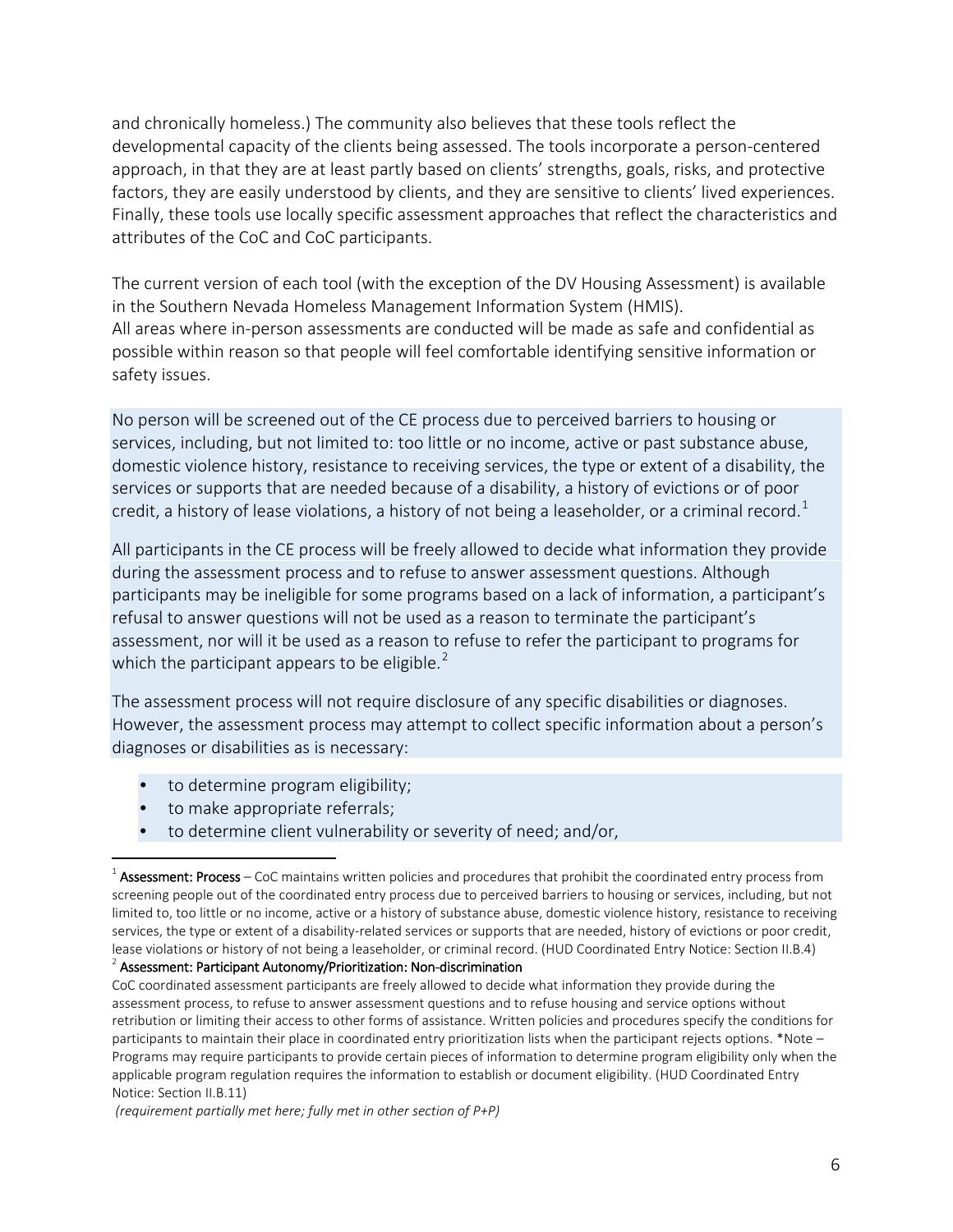and chronically homeless.) The community also believes that these tools reflect the developmental capacity of the clients being assessed. The tools incorporate a person-centered approach, in that they are at least partly based on clients' strengths, goals, risks, and protective factors, they are easily understood by clients, and they are sensitive to clients' lived experiences. Finally, these tools use locally specific assessment approaches that reflect the characteristics and attributes of the CoC and CoC participants.

The current version of each tool (with the exception of the DV Housing Assessment) is available in the Southern Nevada Homeless Management Information System (HMIS).
All areas where in-person assessments are conducted will be made as safe and confidential as possible within reason so that people will feel comfortable identifying sensitive information or safety issues.

No person will be screened out of the CE process due to perceived barriers to housing or services, including, but not limited to: too little or no income, active or past substance abuse, domestic violence history, resistance to receiving services, the type or extent of a disability, the services or supports that are needed because of a disability, a history of evictions or of poor credit, a history of lease violations, a history of not being a leaseholder, or a criminal record.[1]

All participants in the CE process will be freely allowed to decide what information they provide during the assessment process and to refuse to answer assessment questions. Although participants may be ineligible for some programs based on a lack of information, a participant's refusal to answer questions will not be used as a reason to terminate the participant's assessment, nor will it be used as a reason to refuse to refer the participant to programs for which the participant appears to be eligible.[2]

The assessment process will not require disclosure of any specific disabilities or diagnoses. However, the assessment process may attempt to collect specific information about a person's diagnoses or disabilities as is necessary:

- to determine program eligibility;
- to make appropriate referrals;
- to determine client vulnerability or severity of need; and/or,

---

[1] **Assessment: Process** – CoC maintains written policies and procedures that prohibit the coordinated entry process from screening people out of the coordinated entry process due to perceived barriers to housing or services, including, but not limited to, too little or no income, active or a history of substance abuse, domestic violence history, resistance to receiving services, the type or extent of a disability-related services or supports that are needed, history of evictions or poor credit, lease violations or history of not being a leaseholder, or criminal record. (HUD Coordinated Entry Notice: Section II.B.4)

[2] **Assessment: Participant Autonomy/Prioritization: Non-discrimination**
CoC coordinated assessment participants are freely allowed to decide what information they provide during the assessment process, to refuse to answer assessment questions and to refuse housing and service options without retribution or limiting their access to other forms of assistance. Written policies and procedures specify the conditions for participants to maintain their place in coordinated entry prioritization lists when the participant rejects options. *Note – Programs may require participants to provide certain pieces of information to determine program eligibility only when the applicable program regulation requires the information to establish or document eligibility. (HUD Coordinated Entry Notice: Section II.B.11)

*(requirement partially met here; fully met in other section of P+P)*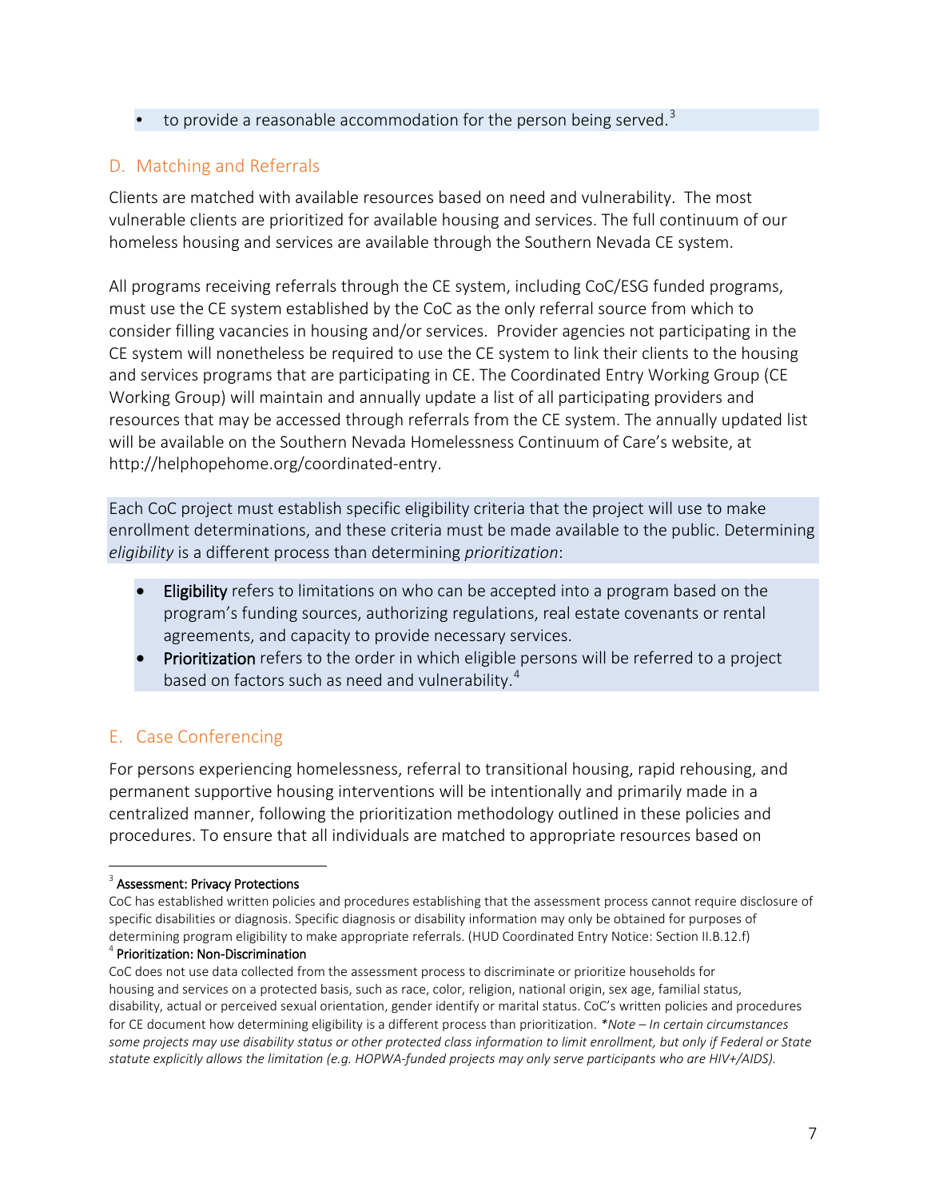- to provide a reasonable accommodation for the person being served.[3]

## D. Matching and Referrals

Clients are matched with available resources based on need and vulnerability. The most vulnerable clients are prioritized for available housing and services. The full continuum of our homeless housing and services are available through the Southern Nevada CE system.

All programs receiving referrals through the CE system, including CoC/ESG funded programs, must use the CE system established by the CoC as the only referral source from which to consider filling vacancies in housing and/or services. Provider agencies not participating in the CE system will nonetheless be required to use the CE system to link their clients to the housing and services programs that are participating in CE. The Coordinated Entry Working Group (CE Working Group) will maintain and annually update a list of all participating providers and resources that may be accessed through referrals from the CE system. The annually updated list will be available on the Southern Nevada Homelessness Continuum of Care's website, at http://helphopehome.org/coordinated-entry.

Each CoC project must establish specific eligibility criteria that the project will use to make enrollment determinations, and these criteria must be made available to the public. Determining *eligibility* is a different process than determining *prioritization*:

- **Eligibility** refers to limitations on who can be accepted into a program based on the program's funding sources, authorizing regulations, real estate covenants or rental agreements, and capacity to provide necessary services.
- **Prioritization** refers to the order in which eligible persons will be referred to a project based on factors such as need and vulnerability.[4]

## E. Case Conferencing

For persons experiencing homelessness, referral to transitional housing, rapid rehousing, and permanent supportive housing interventions will be intentionally and primarily made in a centralized manner, following the prioritization methodology outlined in these policies and procedures. To ensure that all individuals are matched to appropriate resources based on

---

[3] **Assessment: Privacy Protections**
CoC has established written policies and procedures establishing that the assessment process cannot require disclosure of specific disabilities or diagnosis. Specific diagnosis or disability information may only be obtained for purposes of determining program eligibility to make appropriate referrals. (HUD Coordinated Entry Notice: Section II.B.12.f)

[4] **Prioritization: Non-Discrimination**
CoC does not use data collected from the assessment process to discriminate or prioritize households for housing and services on a protected basis, such as race, color, religion, national origin, sex age, familial status, disability, actual or perceived sexual orientation, gender identify or marital status. CoC's written policies and procedures for CE document how determining eligibility is a different process than prioritization. *\*Note – In certain circumstances some projects may use disability status or other protected class information to limit enrollment, but only if Federal or State statute explicitly allows the limitation (e.g. HOPWA-funded projects may only serve participants who are HIV+/AIDS).*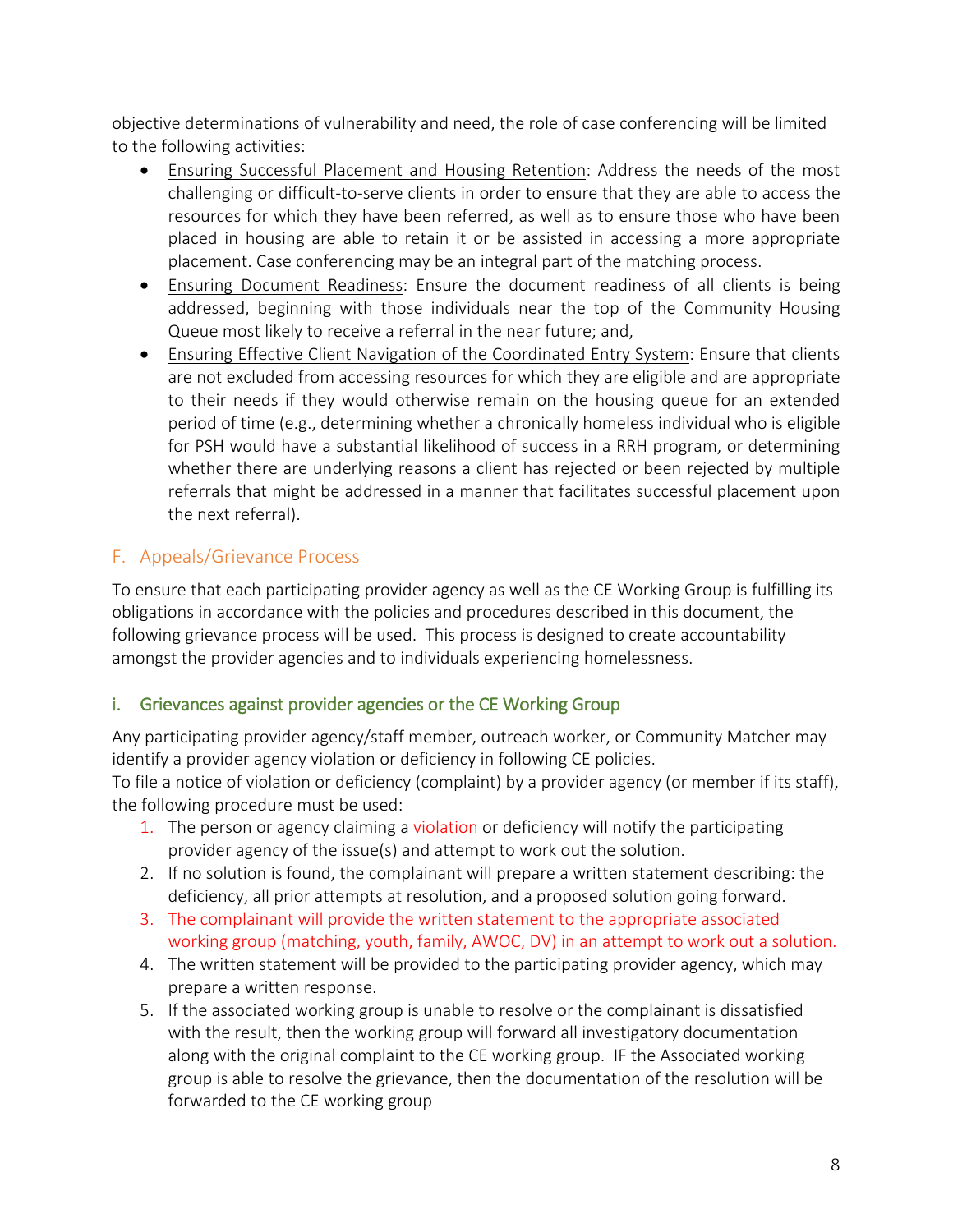objective determinations of vulnerability and need, the role of case conferencing will be limited to the following activities:

- Ensuring Successful Placement and Housing Retention: Address the needs of the most challenging or difficult-to-serve clients in order to ensure that they are able to access the resources for which they have been referred, as well as to ensure those who have been placed in housing are able to retain it or be assisted in accessing a more appropriate placement. Case conferencing may be an integral part of the matching process.
- Ensuring Document Readiness: Ensure the document readiness of all clients is being addressed, beginning with those individuals near the top of the Community Housing Queue most likely to receive a referral in the near future; and,
- Ensuring Effective Client Navigation of the Coordinated Entry System: Ensure that clients are not excluded from accessing resources for which they are eligible and are appropriate to their needs if they would otherwise remain on the housing queue for an extended period of time (e.g., determining whether a chronically homeless individual who is eligible for PSH would have a substantial likelihood of success in a RRH program, or determining whether there are underlying reasons a client has rejected or been rejected by multiple referrals that might be addressed in a manner that facilitates successful placement upon the next referral).

## F. Appeals/Grievance Process

To ensure that each participating provider agency as well as the CE Working Group is fulfilling its obligations in accordance with the policies and procedures described in this document, the following grievance process will be used. This process is designed to create accountability amongst the provider agencies and to individuals experiencing homelessness.

### i. Grievances against provider agencies or the CE Working Group

Any participating provider agency/staff member, outreach worker, or Community Matcher may identify a provider agency violation or deficiency in following CE policies.
To file a notice of violation or deficiency (complaint) by a provider agency (or member if its staff), the following procedure must be used:

1. The person or agency claiming a violation or deficiency will notify the participating provider agency of the issue(s) and attempt to work out the solution.
2. If no solution is found, the complainant will prepare a written statement describing: the deficiency, all prior attempts at resolution, and a proposed solution going forward.
3. The complainant will provide the written statement to the appropriate associated working group (matching, youth, family, AWOC, DV) in an attempt to work out a solution.
4. The written statement will be provided to the participating provider agency, which may prepare a written response.
5. If the associated working group is unable to resolve or the complainant is dissatisfied with the result, then the working group will forward all investigatory documentation along with the original complaint to the CE working group. IF the Associated working group is able to resolve the grievance, then the documentation of the resolution will be forwarded to the CE working group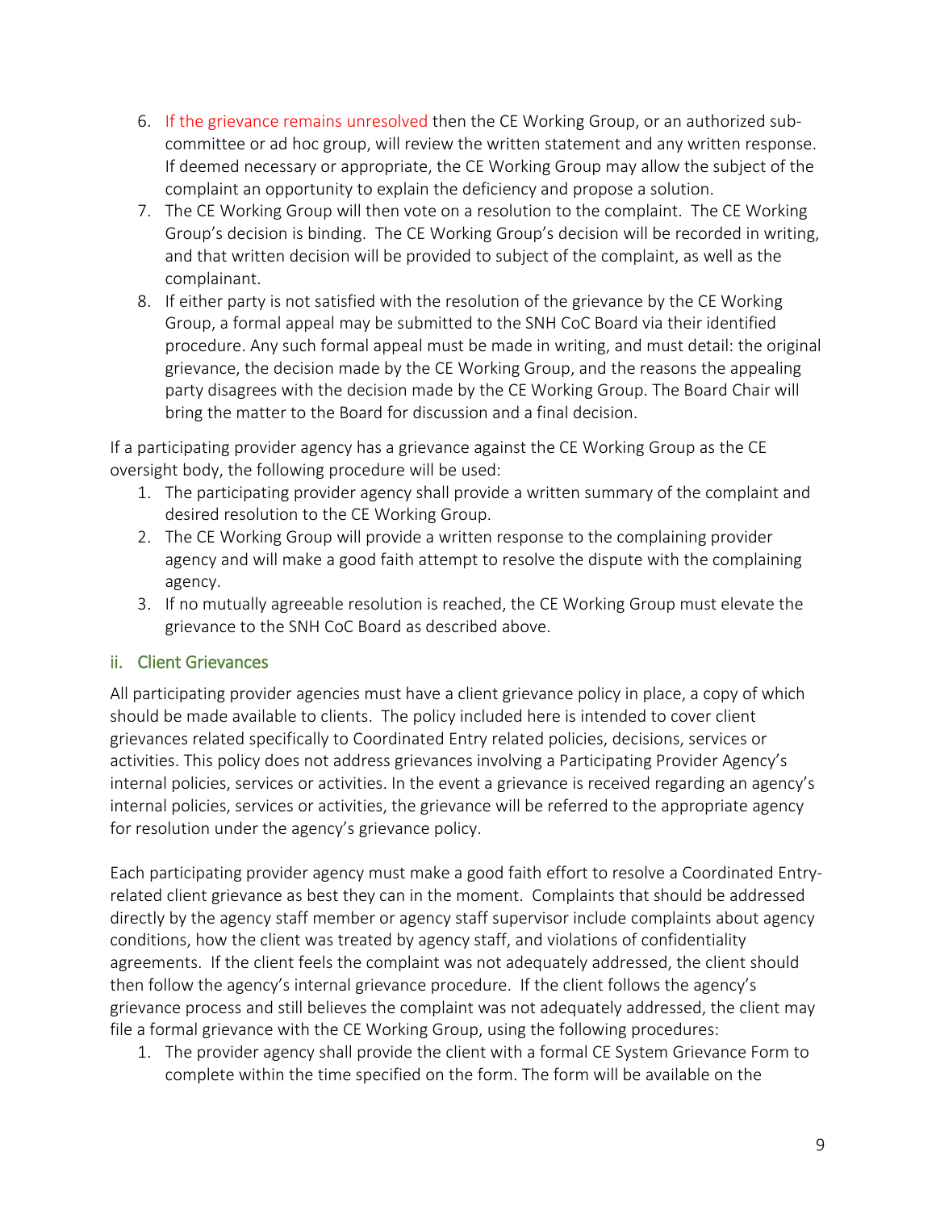6. If the grievance remains unresolved then the CE Working Group, or an authorized sub-committee or ad hoc group, will review the written statement and any written response. If deemed necessary or appropriate, the CE Working Group may allow the subject of the complaint an opportunity to explain the deficiency and propose a solution.
7. The CE Working Group will then vote on a resolution to the complaint. The CE Working Group's decision is binding. The CE Working Group's decision will be recorded in writing, and that written decision will be provided to subject of the complaint, as well as the complainant.
8. If either party is not satisfied with the resolution of the grievance by the CE Working Group, a formal appeal may be submitted to the SNH CoC Board via their identified procedure. Any such formal appeal must be made in writing, and must detail: the original grievance, the decision made by the CE Working Group, and the reasons the appealing party disagrees with the decision made by the CE Working Group. The Board Chair will bring the matter to the Board for discussion and a final decision.

If a participating provider agency has a grievance against the CE Working Group as the CE oversight body, the following procedure will be used:

1. The participating provider agency shall provide a written summary of the complaint and desired resolution to the CE Working Group.
2. The CE Working Group will provide a written response to the complaining provider agency and will make a good faith attempt to resolve the dispute with the complaining agency.
3. If no mutually agreeable resolution is reached, the CE Working Group must elevate the grievance to the SNH CoC Board as described above.

### ii. Client Grievances

All participating provider agencies must have a client grievance policy in place, a copy of which should be made available to clients. The policy included here is intended to cover client grievances related specifically to Coordinated Entry related policies, decisions, services or activities. This policy does not address grievances involving a Participating Provider Agency's internal policies, services or activities. In the event a grievance is received regarding an agency's internal policies, services or activities, the grievance will be referred to the appropriate agency for resolution under the agency's grievance policy.

Each participating provider agency must make a good faith effort to resolve a Coordinated Entry-related client grievance as best they can in the moment. Complaints that should be addressed directly by the agency staff member or agency staff supervisor include complaints about agency conditions, how the client was treated by agency staff, and violations of confidentiality agreements. If the client feels the complaint was not adequately addressed, the client should then follow the agency's internal grievance procedure. If the client follows the agency's grievance process and still believes the complaint was not adequately addressed, the client may file a formal grievance with the CE Working Group, using the following procedures:

1. The provider agency shall provide the client with a formal CE System Grievance Form to complete within the time specified on the form. The form will be available on the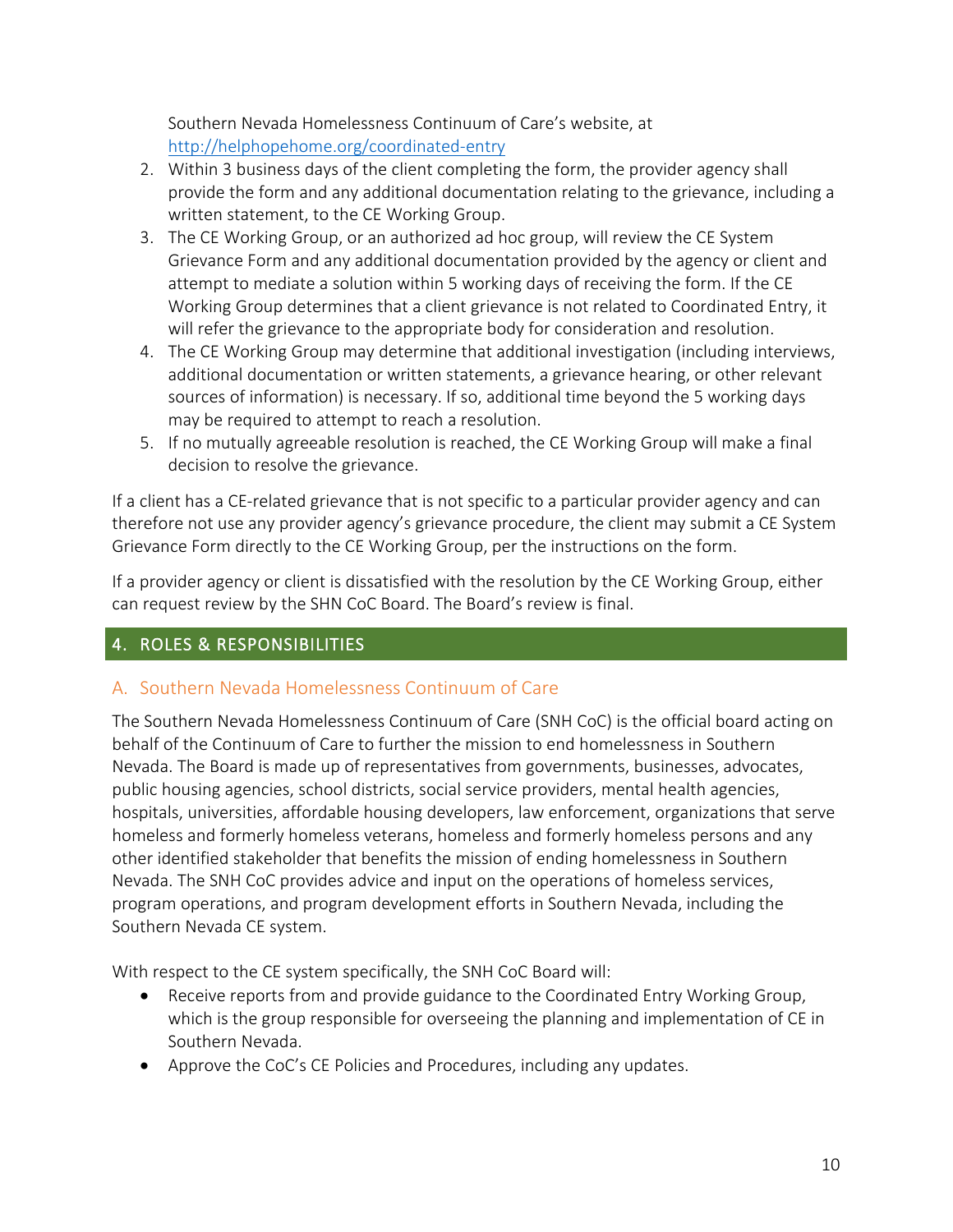Southern Nevada Homelessness Continuum of Care's website, at [http://helphopehome.org/coordinated-entry](http://helphopehome.org/coordinated-entry)

2. Within 3 business days of the client completing the form, the provider agency shall provide the form and any additional documentation relating to the grievance, including a written statement, to the CE Working Group.
3. The CE Working Group, or an authorized ad hoc group, will review the CE System Grievance Form and any additional documentation provided by the agency or client and attempt to mediate a solution within 5 working days of receiving the form. If the CE Working Group determines that a client grievance is not related to Coordinated Entry, it will refer the grievance to the appropriate body for consideration and resolution.
4. The CE Working Group may determine that additional investigation (including interviews, additional documentation or written statements, a grievance hearing, or other relevant sources of information) is necessary. If so, additional time beyond the 5 working days may be required to attempt to reach a resolution.
5. If no mutually agreeable resolution is reached, the CE Working Group will make a final decision to resolve the grievance.

If a client has a CE-related grievance that is not specific to a particular provider agency and can therefore not use any provider agency's grievance procedure, the client may submit a CE System Grievance Form directly to the CE Working Group, per the instructions on the form.

If a provider agency or client is dissatisfied with the resolution by the CE Working Group, either can request review by the SHN CoC Board. The Board's review is final.

## 4. ROLES & RESPONSIBILITIES

### A. Southern Nevada Homelessness Continuum of Care

The Southern Nevada Homelessness Continuum of Care (SNH CoC) is the official board acting on behalf of the Continuum of Care to further the mission to end homelessness in Southern Nevada. The Board is made up of representatives from governments, businesses, advocates, public housing agencies, school districts, social service providers, mental health agencies, hospitals, universities, affordable housing developers, law enforcement, organizations that serve homeless and formerly homeless veterans, homeless and formerly homeless persons and any other identified stakeholder that benefits the mission of ending homelessness in Southern Nevada. The SNH CoC provides advice and input on the operations of homeless services, program operations, and program development efforts in Southern Nevada, including the Southern Nevada CE system.

With respect to the CE system specifically, the SNH CoC Board will:

- Receive reports from and provide guidance to the Coordinated Entry Working Group, which is the group responsible for overseeing the planning and implementation of CE in Southern Nevada.
- Approve the CoC's CE Policies and Procedures, including any updates.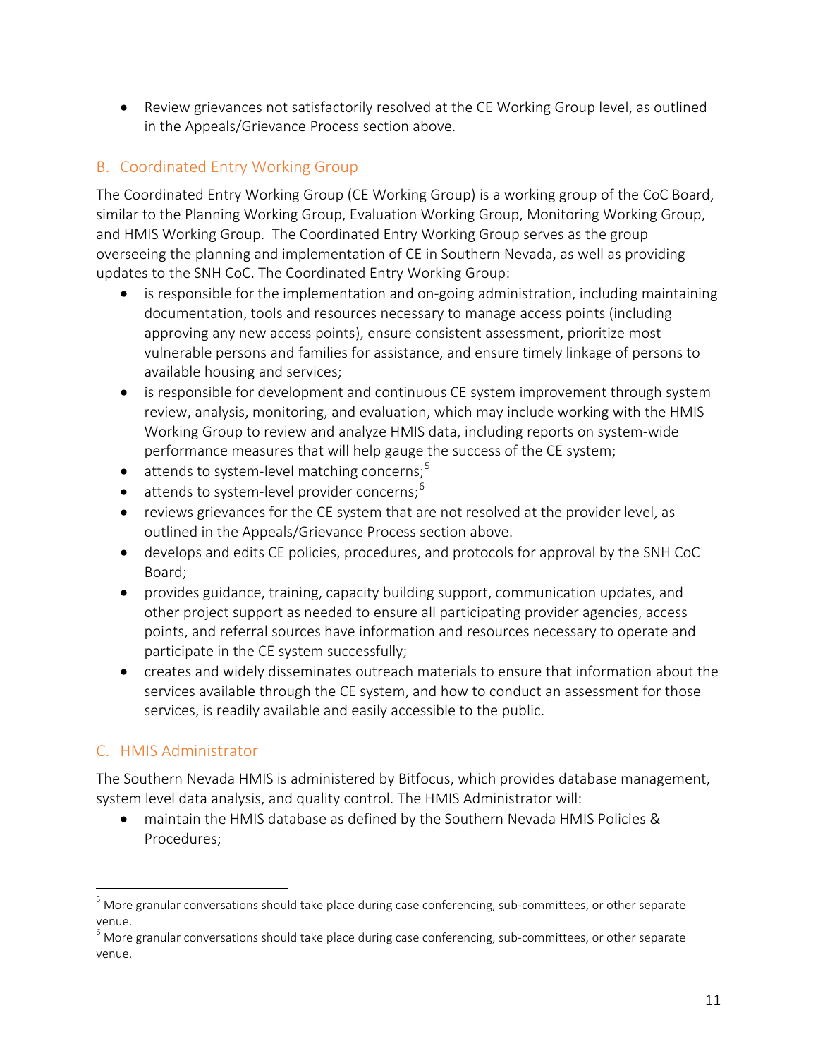- Review grievances not satisfactorily resolved at the CE Working Group level, as outlined in the Appeals/Grievance Process section above.

## B. Coordinated Entry Working Group

The Coordinated Entry Working Group (CE Working Group) is a working group of the CoC Board, similar to the Planning Working Group, Evaluation Working Group, Monitoring Working Group, and HMIS Working Group. The Coordinated Entry Working Group serves as the group overseeing the planning and implementation of CE in Southern Nevada, as well as providing updates to the SNH CoC. The Coordinated Entry Working Group:

- is responsible for the implementation and on-going administration, including maintaining documentation, tools and resources necessary to manage access points (including approving any new access points), ensure consistent assessment, prioritize most vulnerable persons and families for assistance, and ensure timely linkage of persons to available housing and services;
- is responsible for development and continuous CE system improvement through system review, analysis, monitoring, and evaluation, which may include working with the HMIS Working Group to review and analyze HMIS data, including reports on system-wide performance measures that will help gauge the success of the CE system;
- attends to system-level matching concerns;[5]
- attends to system-level provider concerns;[6]
- reviews grievances for the CE system that are not resolved at the provider level, as outlined in the Appeals/Grievance Process section above.
- develops and edits CE policies, procedures, and protocols for approval by the SNH CoC Board;
- provides guidance, training, capacity building support, communication updates, and other project support as needed to ensure all participating provider agencies, access points, and referral sources have information and resources necessary to operate and participate in the CE system successfully;
- creates and widely disseminates outreach materials to ensure that information about the services available through the CE system, and how to conduct an assessment for those services, is readily available and easily accessible to the public.

## C. HMIS Administrator

The Southern Nevada HMIS is administered by Bitfocus, which provides database management, system level data analysis, and quality control. The HMIS Administrator will:

- maintain the HMIS database as defined by the Southern Nevada HMIS Policies & Procedures;

---

[5] More granular conversations should take place during case conferencing, sub-committees, or other separate venue.

[6] More granular conversations should take place during case conferencing, sub-committees, or other separate venue.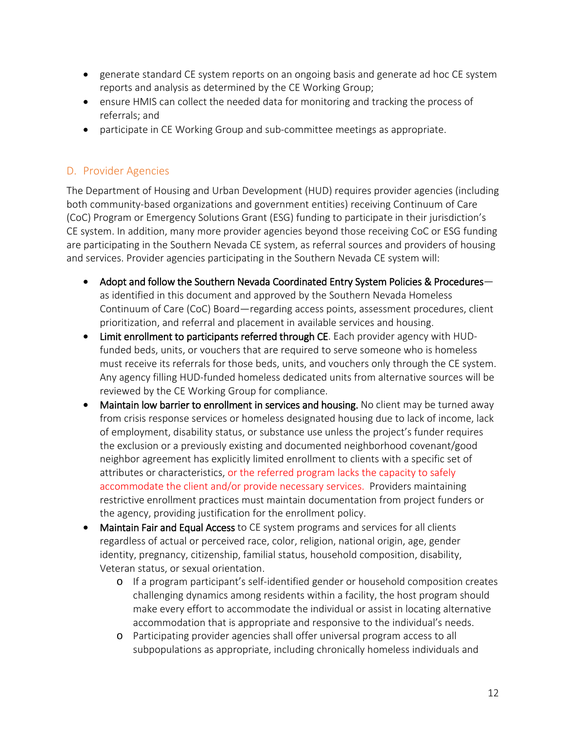- generate standard CE system reports on an ongoing basis and generate ad hoc CE system reports and analysis as determined by the CE Working Group;
- ensure HMIS can collect the needed data for monitoring and tracking the process of referrals; and
- participate in CE Working Group and sub-committee meetings as appropriate.

## D. Provider Agencies

The Department of Housing and Urban Development (HUD) requires provider agencies (including both community-based organizations and government entities) receiving Continuum of Care (CoC) Program or Emergency Solutions Grant (ESG) funding to participate in their jurisdiction's CE system. In addition, many more provider agencies beyond those receiving CoC or ESG funding are participating in the Southern Nevada CE system, as referral sources and providers of housing and services. Provider agencies participating in the Southern Nevada CE system will:

- **Adopt and follow the Southern Nevada Coordinated Entry System Policies & Procedures**—as identified in this document and approved by the Southern Nevada Homeless Continuum of Care (CoC) Board—regarding access points, assessment procedures, client prioritization, and referral and placement in available services and housing.
- **Limit enrollment to participants referred through CE**. Each provider agency with HUD-funded beds, units, or vouchers that are required to serve someone who is homeless must receive its referrals for those beds, units, and vouchers only through the CE system. Any agency filling HUD-funded homeless dedicated units from alternative sources will be reviewed by the CE Working Group for compliance.
- **Maintain low barrier to enrollment in services and housing.** No client may be turned away from crisis response services or homeless designated housing due to lack of income, lack of employment, disability status, or substance use unless the project's funder requires the exclusion or a previously existing and documented neighborhood covenant/good neighbor agreement has explicitly limited enrollment to clients with a specific set of attributes or characteristics, or the referred program lacks the capacity to safely accommodate the client and/or provide necessary services. Providers maintaining restrictive enrollment practices must maintain documentation from project funders or the agency, providing justification for the enrollment policy.
- **Maintain Fair and Equal Access** to CE system programs and services for all clients regardless of actual or perceived race, color, religion, national origin, age, gender identity, pregnancy, citizenship, familial status, household composition, disability, Veteran status, or sexual orientation.
  - If a program participant's self-identified gender or household composition creates challenging dynamics among residents within a facility, the host program should make every effort to accommodate the individual or assist in locating alternative accommodation that is appropriate and responsive to the individual's needs.
  - Participating provider agencies shall offer universal program access to all subpopulations as appropriate, including chronically homeless individuals and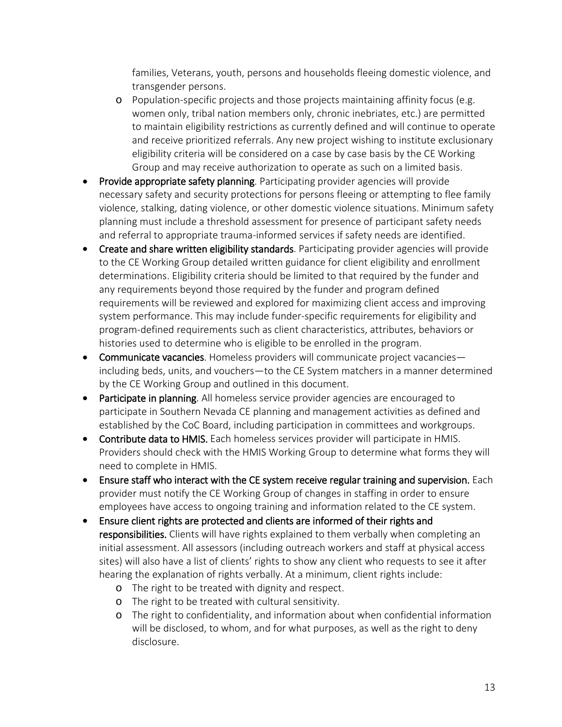families, Veterans, youth, persons and households fleeing domestic violence, and transgender persons.
    - Population-specific projects and those projects maintaining affinity focus (e.g. women only, tribal nation members only, chronic inebriates, etc.) are permitted to maintain eligibility restrictions as currently defined and will continue to operate and receive prioritized referrals. Any new project wishing to institute exclusionary eligibility criteria will be considered on a case by case basis by the CE Working Group and may receive authorization to operate as such on a limited basis.
- **Provide appropriate safety planning**. Participating provider agencies will provide necessary safety and security protections for persons fleeing or attempting to flee family violence, stalking, dating violence, or other domestic violence situations. Minimum safety planning must include a threshold assessment for presence of participant safety needs and referral to appropriate trauma-informed services if safety needs are identified.
- **Create and share written eligibility standards**. Participating provider agencies will provide to the CE Working Group detailed written guidance for client eligibility and enrollment determinations. Eligibility criteria should be limited to that required by the funder and any requirements beyond those required by the funder and program defined requirements will be reviewed and explored for maximizing client access and improving system performance. This may include funder-specific requirements for eligibility and program-defined requirements such as client characteristics, attributes, behaviors or histories used to determine who is eligible to be enrolled in the program.
- **Communicate vacancies**. Homeless providers will communicate project vacancies—including beds, units, and vouchers—to the CE System matchers in a manner determined by the CE Working Group and outlined in this document.
- **Participate in planning**. All homeless service provider agencies are encouraged to participate in Southern Nevada CE planning and management activities as defined and established by the CoC Board, including participation in committees and workgroups.
- **Contribute data to HMIS.** Each homeless services provider will participate in HMIS. Providers should check with the HMIS Working Group to determine what forms they will need to complete in HMIS.
- **Ensure staff who interact with the CE system receive regular training and supervision.** Each provider must notify the CE Working Group of changes in staffing in order to ensure employees have access to ongoing training and information related to the CE system.
- **Ensure client rights are protected and clients are informed of their rights and responsibilities.** Clients will have rights explained to them verbally when completing an initial assessment. All assessors (including outreach workers and staff at physical access sites) will also have a list of clients' rights to show any client who requests to see it after hearing the explanation of rights verbally. At a minimum, client rights include:
    - The right to be treated with dignity and respect.
    - The right to be treated with cultural sensitivity.
    - The right to confidentiality, and information about when confidential information will be disclosed, to whom, and for what purposes, as well as the right to deny disclosure.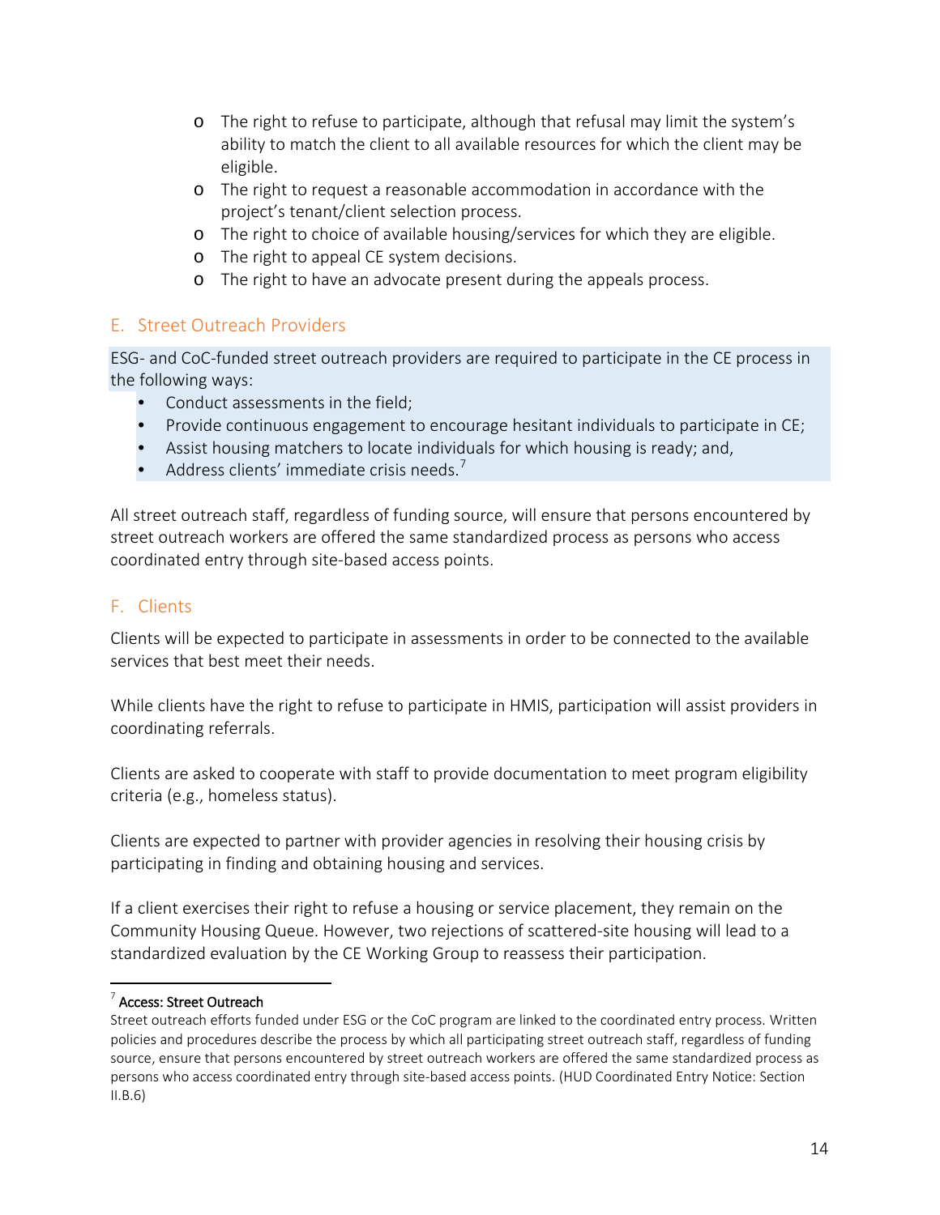- The right to refuse to participate, although that refusal may limit the system's ability to match the client to all available resources for which the client may be eligible.
- The right to request a reasonable accommodation in accordance with the project's tenant/client selection process.
- The right to choice of available housing/services for which they are eligible.
- The right to appeal CE system decisions.
- The right to have an advocate present during the appeals process.

## E. Street Outreach Providers

ESG- and CoC-funded street outreach providers are required to participate in the CE process in the following ways:

- Conduct assessments in the field;
- Provide continuous engagement to encourage hesitant individuals to participate in CE;
- Assist housing matchers to locate individuals for which housing is ready; and,
- Address clients' immediate crisis needs.[7]

All street outreach staff, regardless of funding source, will ensure that persons encountered by street outreach workers are offered the same standardized process as persons who access coordinated entry through site-based access points.

## F. Clients

Clients will be expected to participate in assessments in order to be connected to the available services that best meet their needs.

While clients have the right to refuse to participate in HMIS, participation will assist providers in coordinating referrals.

Clients are asked to cooperate with staff to provide documentation to meet program eligibility criteria (e.g., homeless status).

Clients are expected to partner with provider agencies in resolving their housing crisis by participating in finding and obtaining housing and services.

If a client exercises their right to refuse a housing or service placement, they remain on the Community Housing Queue. However, two rejections of scattered-site housing will lead to a standardized evaluation by the CE Working Group to reassess their participation.

---

[7] **Access: Street Outreach**
Street outreach efforts funded under ESG or the CoC program are linked to the coordinated entry process. Written policies and procedures describe the process by which all participating street outreach staff, regardless of funding source, ensure that persons encountered by street outreach workers are offered the same standardized process as persons who access coordinated entry through site-based access points. (HUD Coordinated Entry Notice: Section II.B.6)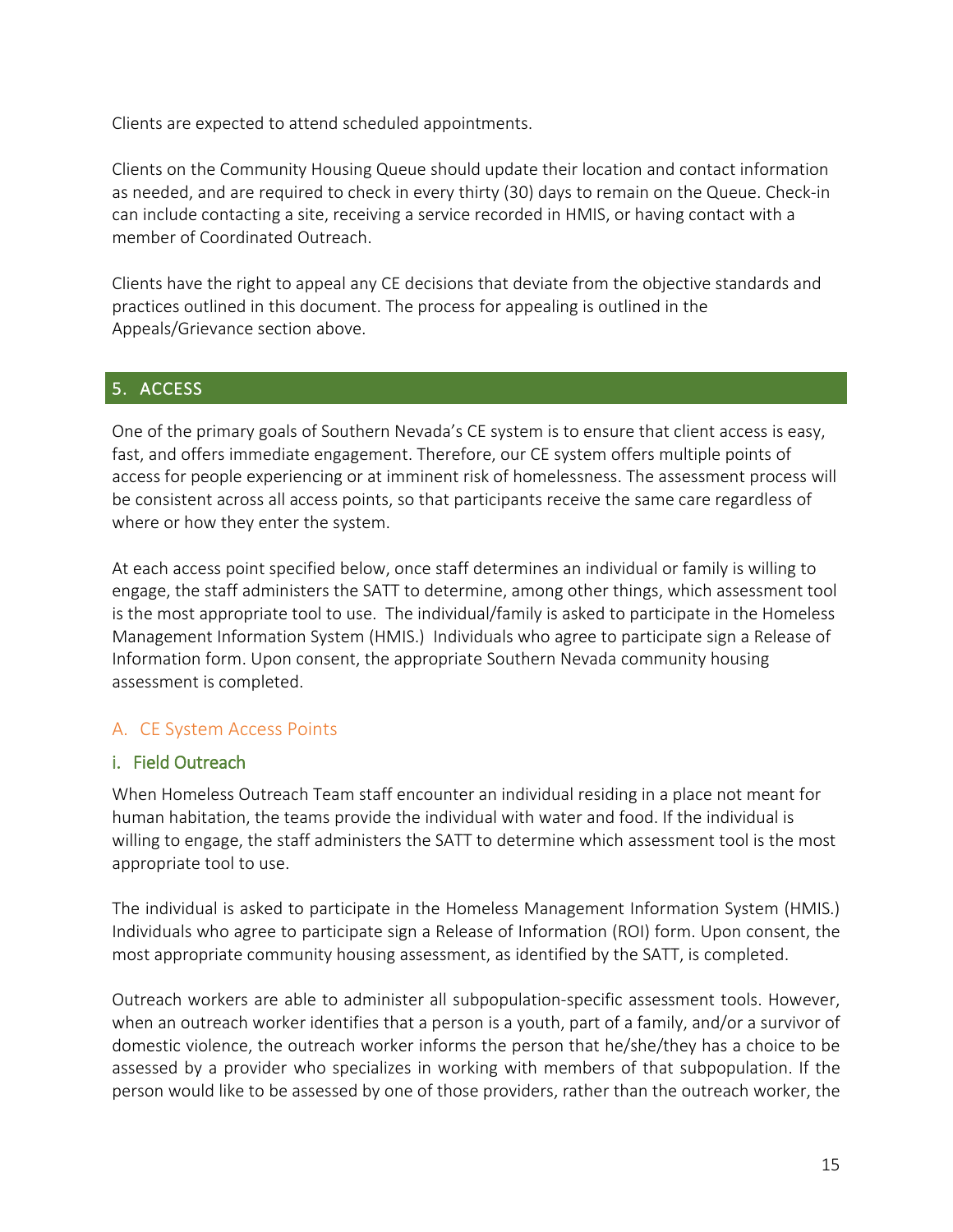Clients are expected to attend scheduled appointments.

Clients on the Community Housing Queue should update their location and contact information as needed, and are required to check in every thirty (30) days to remain on the Queue. Check-in can include contacting a site, receiving a service recorded in HMIS, or having contact with a member of Coordinated Outreach.

Clients have the right to appeal any CE decisions that deviate from the objective standards and practices outlined in this document. The process for appealing is outlined in the Appeals/Grievance section above.

## 5. ACCESS

One of the primary goals of Southern Nevada's CE system is to ensure that client access is easy, fast, and offers immediate engagement. Therefore, our CE system offers multiple points of access for people experiencing or at imminent risk of homelessness. The assessment process will be consistent across all access points, so that participants receive the same care regardless of where or how they enter the system.

At each access point specified below, once staff determines an individual or family is willing to engage, the staff administers the SATT to determine, among other things, which assessment tool is the most appropriate tool to use. The individual/family is asked to participate in the Homeless Management Information System (HMIS.) Individuals who agree to participate sign a Release of Information form. Upon consent, the appropriate Southern Nevada community housing assessment is completed.

### A. CE System Access Points

#### i. Field Outreach

When Homeless Outreach Team staff encounter an individual residing in a place not meant for human habitation, the teams provide the individual with water and food. If the individual is willing to engage, the staff administers the SATT to determine which assessment tool is the most appropriate tool to use.

The individual is asked to participate in the Homeless Management Information System (HMIS.) Individuals who agree to participate sign a Release of Information (ROI) form. Upon consent, the most appropriate community housing assessment, as identified by the SATT, is completed.

Outreach workers are able to administer all subpopulation-specific assessment tools. However, when an outreach worker identifies that a person is a youth, part of a family, and/or a survivor of domestic violence, the outreach worker informs the person that he/she/they has a choice to be assessed by a provider who specializes in working with members of that subpopulation. If the person would like to be assessed by one of those providers, rather than the outreach worker, the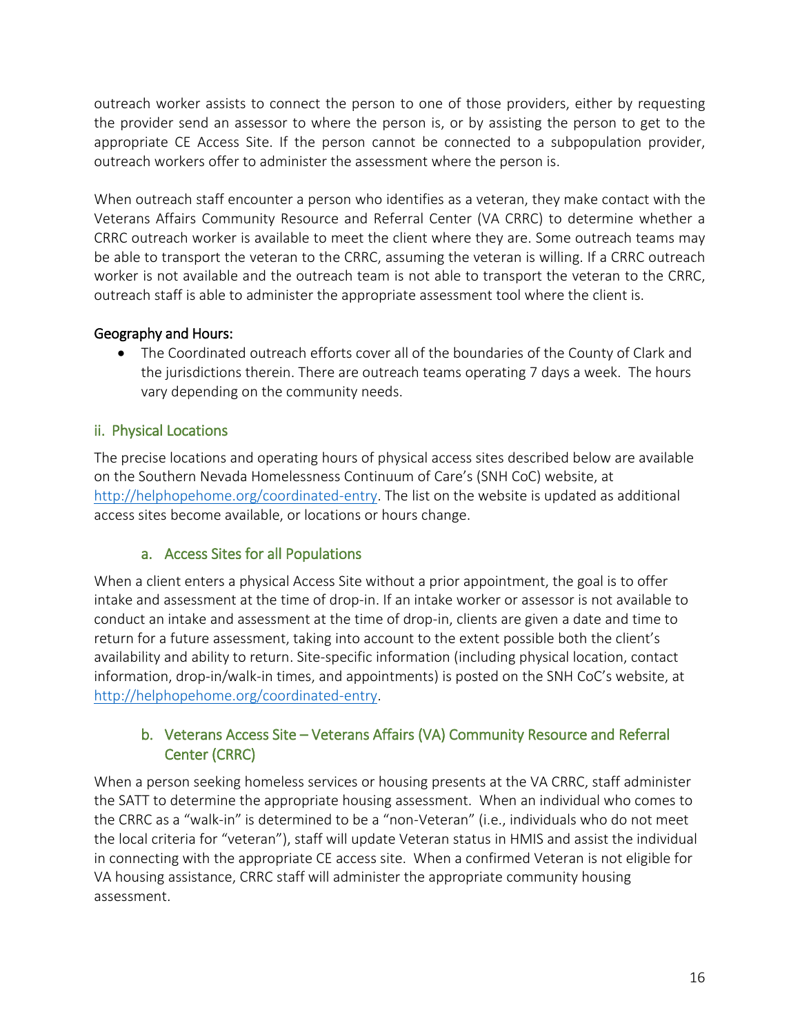outreach worker assists to connect the person to one of those providers, either by requesting the provider send an assessor to where the person is, or by assisting the person to get to the appropriate CE Access Site. If the person cannot be connected to a subpopulation provider, outreach workers offer to administer the assessment where the person is.

When outreach staff encounter a person who identifies as a veteran, they make contact with the Veterans Affairs Community Resource and Referral Center (VA CRRC) to determine whether a CRRC outreach worker is available to meet the client where they are. Some outreach teams may be able to transport the veteran to the CRRC, assuming the veteran is willing. If a CRRC outreach worker is not available and the outreach team is not able to transport the veteran to the CRRC, outreach staff is able to administer the appropriate assessment tool where the client is.

**Geography and Hours:**

- The Coordinated outreach efforts cover all of the boundaries of the County of Clark and the jurisdictions therein. There are outreach teams operating 7 days a week. The hours vary depending on the community needs.

### ii. Physical Locations

The precise locations and operating hours of physical access sites described below are available on the Southern Nevada Homelessness Continuum of Care's (SNH CoC) website, at http://helphopehome.org/coordinated-entry. The list on the website is updated as additional access sites become available, or locations or hours change.

#### a. Access Sites for all Populations

When a client enters a physical Access Site without a prior appointment, the goal is to offer intake and assessment at the time of drop-in. If an intake worker or assessor is not available to conduct an intake and assessment at the time of drop-in, clients are given a date and time to return for a future assessment, taking into account to the extent possible both the client's availability and ability to return. Site-specific information (including physical location, contact information, drop-in/walk-in times, and appointments) is posted on the SNH CoC's website, at http://helphopehome.org/coordinated-entry.

#### b. Veterans Access Site – Veterans Affairs (VA) Community Resource and Referral Center (CRRC)

When a person seeking homeless services or housing presents at the VA CRRC, staff administer the SATT to determine the appropriate housing assessment. When an individual who comes to the CRRC as a "walk-in" is determined to be a "non-Veteran" (i.e., individuals who do not meet the local criteria for "veteran"), staff will update Veteran status in HMIS and assist the individual in connecting with the appropriate CE access site. When a confirmed Veteran is not eligible for VA housing assistance, CRRC staff will administer the appropriate community housing assessment.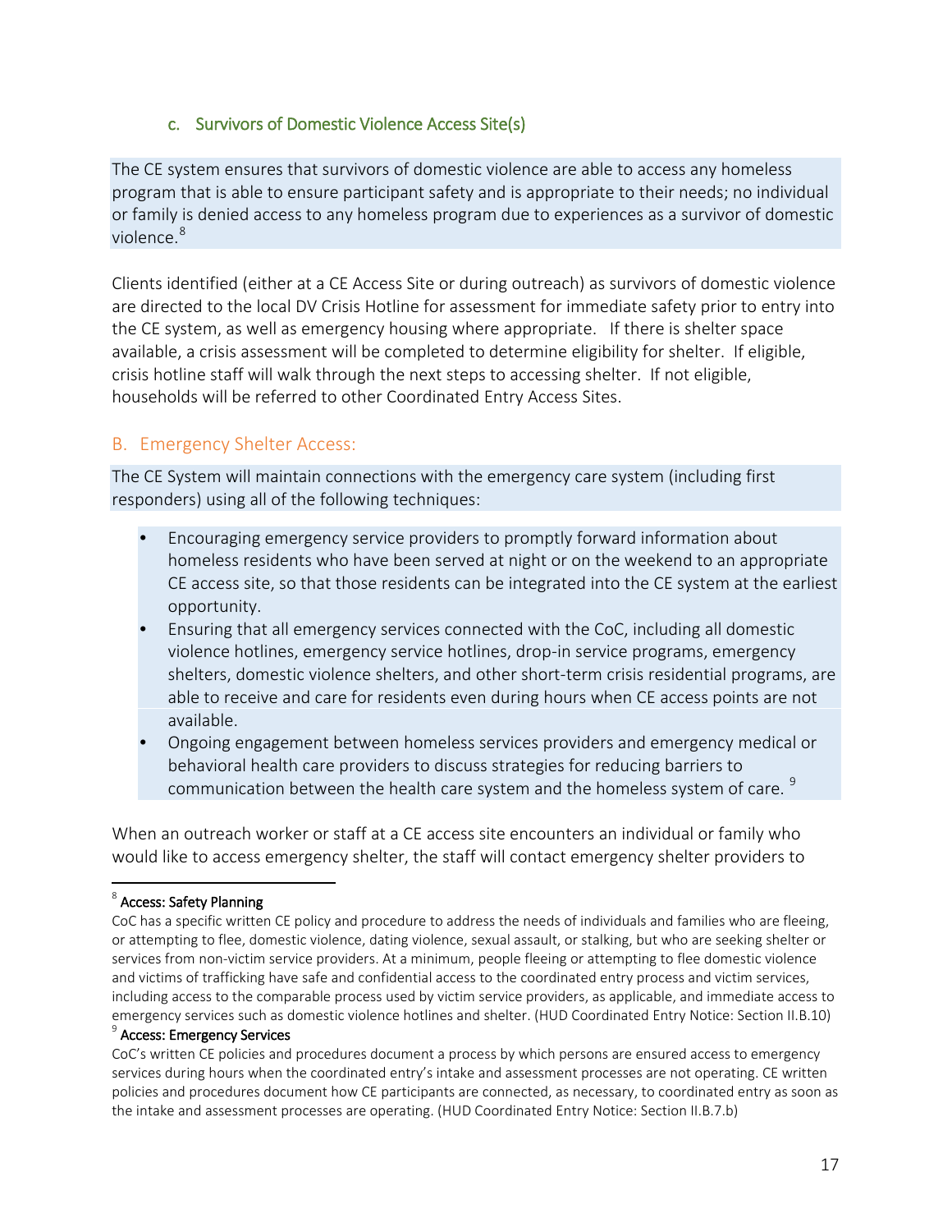### c. Survivors of Domestic Violence Access Site(s)

The CE system ensures that survivors of domestic violence are able to access any homeless program that is able to ensure participant safety and is appropriate to their needs; no individual or family is denied access to any homeless program due to experiences as a survivor of domestic violence.[8]

Clients identified (either at a CE Access Site or during outreach) as survivors of domestic violence are directed to the local DV Crisis Hotline for assessment for immediate safety prior to entry into the CE system, as well as emergency housing where appropriate. If there is shelter space available, a crisis assessment will be completed to determine eligibility for shelter. If eligible, crisis hotline staff will walk through the next steps to accessing shelter. If not eligible, households will be referred to other Coordinated Entry Access Sites.

## B. Emergency Shelter Access:

The CE System will maintain connections with the emergency care system (including first responders) using all of the following techniques:

- Encouraging emergency service providers to promptly forward information about homeless residents who have been served at night or on the weekend to an appropriate CE access site, so that those residents can be integrated into the CE system at the earliest opportunity.
- Ensuring that all emergency services connected with the CoC, including all domestic violence hotlines, emergency service hotlines, drop-in service programs, emergency shelters, domestic violence shelters, and other short-term crisis residential programs, are able to receive and care for residents even during hours when CE access points are not available.
- Ongoing engagement between homeless services providers and emergency medical or behavioral health care providers to discuss strategies for reducing barriers to communication between the health care system and the homeless system of care.[9]

When an outreach worker or staff at a CE access site encounters an individual or family who would like to access emergency shelter, the staff will contact emergency shelter providers to

---

[8] **Access: Safety Planning**
CoC has a specific written CE policy and procedure to address the needs of individuals and families who are fleeing, or attempting to flee, domestic violence, dating violence, sexual assault, or stalking, but who are seeking shelter or services from non-victim service providers. At a minimum, people fleeing or attempting to flee domestic violence and victims of trafficking have safe and confidential access to the coordinated entry process and victim services, including access to the comparable process used by victim service providers, as applicable, and immediate access to emergency services such as domestic violence hotlines and shelter. (HUD Coordinated Entry Notice: Section II.B.10)

[9] **Access: Emergency Services**
CoC's written CE policies and procedures document a process by which persons are ensured access to emergency services during hours when the coordinated entry's intake and assessment processes are not operating. CE written policies and procedures document how CE participants are connected, as necessary, to coordinated entry as soon as the intake and assessment processes are operating. (HUD Coordinated Entry Notice: Section II.B.7.b)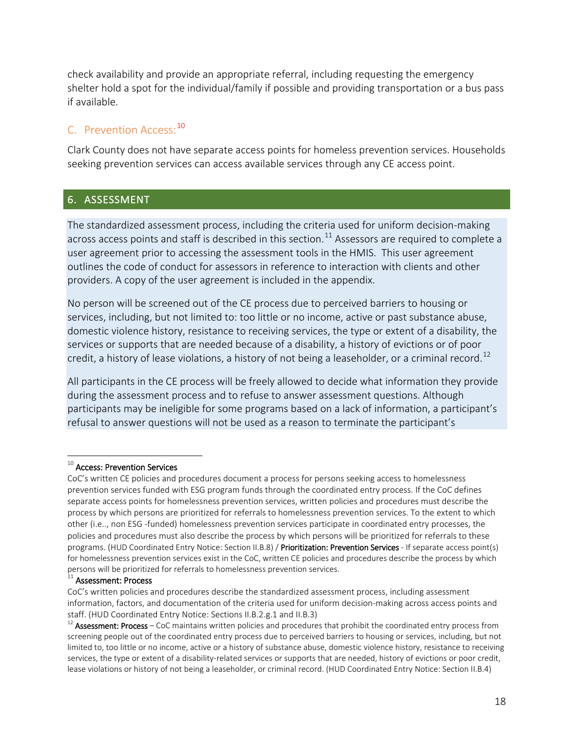check availability and provide an appropriate referral, including requesting the emergency shelter hold a spot for the individual/family if possible and providing transportation or a bus pass if available.

### C. Prevention Access:[10]

Clark County does not have separate access points for homeless prevention services. Households seeking prevention services can access available services through any CE access point.

## 6. ASSESSMENT

The standardized assessment process, including the criteria used for uniform decision-making across access points and staff is described in this section.[11] Assessors are required to complete a user agreement prior to accessing the assessment tools in the HMIS. This user agreement outlines the code of conduct for assessors in reference to interaction with clients and other providers. A copy of the user agreement is included in the appendix.

No person will be screened out of the CE process due to perceived barriers to housing or services, including, but not limited to: too little or no income, active or past substance abuse, domestic violence history, resistance to receiving services, the type or extent of a disability, the services or supports that are needed because of a disability, a history of evictions or of poor credit, a history of lease violations, a history of not being a leaseholder, or a criminal record.[12]

All participants in the CE process will be freely allowed to decide what information they provide during the assessment process and to refuse to answer assessment questions. Although participants may be ineligible for some programs based on a lack of information, a participant's refusal to answer questions will not be used as a reason to terminate the participant's

---

[10] **Access: Prevention Services**
CoC's written CE policies and procedures document a process for persons seeking access to homelessness prevention services funded with ESG program funds through the coordinated entry process. If the CoC defines separate access points for homelessness prevention services, written policies and procedures must describe the process by which persons are prioritized for referrals to homelessness prevention services. To the extent to which other (i.e.., non ESG -funded) homelessness prevention services participate in coordinated entry processes, the policies and procedures must also describe the process by which persons will be prioritized for referrals to these programs. (HUD Coordinated Entry Notice: Section II.B.8) / **Prioritization: Prevention Services** - If separate access point(s) for homelessness prevention services exist in the CoC, written CE policies and procedures describe the process by which persons will be prioritized for referrals to homelessness prevention services.

[11] **Assessment: Process**
CoC's written policies and procedures describe the standardized assessment process, including assessment information, factors, and documentation of the criteria used for uniform decision-making across access points and staff. (HUD Coordinated Entry Notice: Sections II.B.2.g.1 and II.B.3)

[12] **Assessment: Process** – CoC maintains written policies and procedures that prohibit the coordinated entry process from screening people out of the coordinated entry process due to perceived barriers to housing or services, including, but not limited to, too little or no income, active or a history of substance abuse, domestic violence history, resistance to receiving services, the type or extent of a disability-related services or supports that are needed, history of evictions or poor credit, lease violations or history of not being a leaseholder, or criminal record. (HUD Coordinated Entry Notice: Section II.B.4)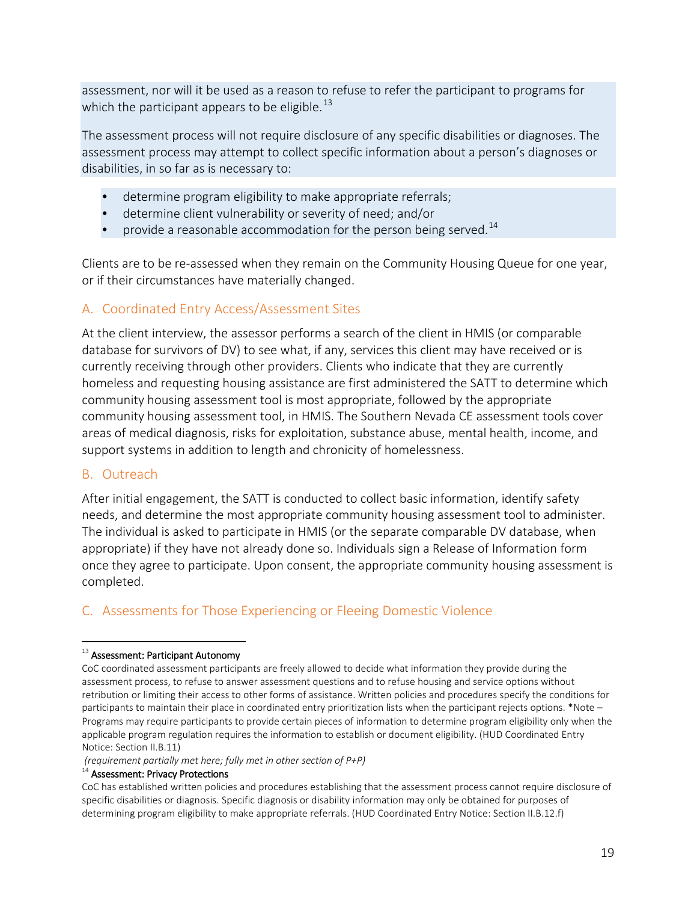assessment, nor will it be used as a reason to refuse to refer the participant to programs for which the participant appears to be eligible.[13]

The assessment process will not require disclosure of any specific disabilities or diagnoses. The assessment process may attempt to collect specific information about a person's diagnoses or disabilities, in so far as is necessary to:

- determine program eligibility to make appropriate referrals;
- determine client vulnerability or severity of need; and/or
- provide a reasonable accommodation for the person being served.[14]

Clients are to be re-assessed when they remain on the Community Housing Queue for one year, or if their circumstances have materially changed.

## A. Coordinated Entry Access/Assessment Sites

At the client interview, the assessor performs a search of the client in HMIS (or comparable database for survivors of DV) to see what, if any, services this client may have received or is currently receiving through other providers. Clients who indicate that they are currently homeless and requesting housing assistance are first administered the SATT to determine which community housing assessment tool is most appropriate, followed by the appropriate community housing assessment tool, in HMIS. The Southern Nevada CE assessment tools cover areas of medical diagnosis, risks for exploitation, substance abuse, mental health, income, and support systems in addition to length and chronicity of homelessness.

## B. Outreach

After initial engagement, the SATT is conducted to collect basic information, identify safety needs, and determine the most appropriate community housing assessment tool to administer. The individual is asked to participate in HMIS (or the separate comparable DV database, when appropriate) if they have not already done so. Individuals sign a Release of Information form once they agree to participate. Upon consent, the appropriate community housing assessment is completed.

## C. Assessments for Those Experiencing or Fleeing Domestic Violence

---

[13] **Assessment: Participant Autonomy**

CoC coordinated assessment participants are freely allowed to decide what information they provide during the assessment process, to refuse to answer assessment questions and to refuse housing and service options without retribution or limiting their access to other forms of assistance. Written policies and procedures specify the conditions for participants to maintain their place in coordinated entry prioritization lists when the participant rejects options. *Note – Programs may require participants to provide certain pieces of information to determine program eligibility only when the applicable program regulation requires the information to establish or document eligibility. (HUD Coordinated Entry Notice: Section II.B.11)

*(requirement partially met here; fully met in other section of P+P)*

[14] **Assessment: Privacy Protections**

CoC has established written policies and procedures establishing that the assessment process cannot require disclosure of specific disabilities or diagnosis. Specific diagnosis or disability information may only be obtained for purposes of determining program eligibility to make appropriate referrals. (HUD Coordinated Entry Notice: Section II.B.12.f)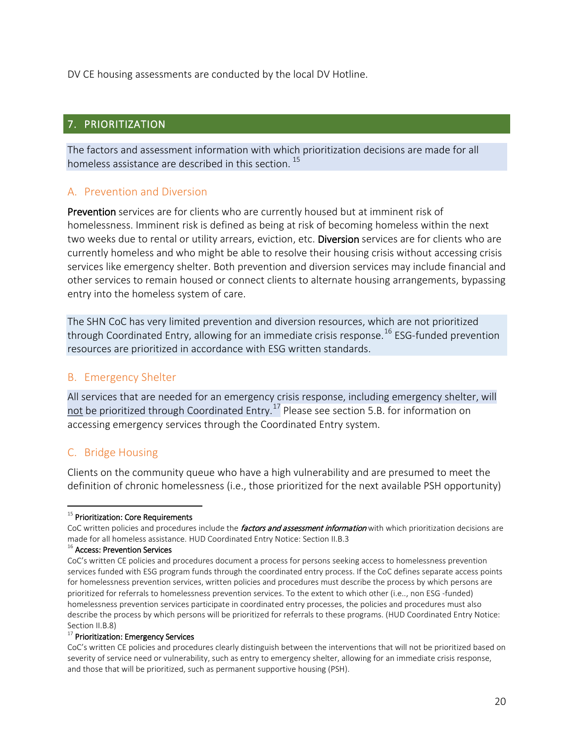DV CE housing assessments are conducted by the local DV Hotline.

## 7. PRIORITIZATION

The factors and assessment information with which prioritization decisions are made for all homeless assistance are described in this section.[15]

### A. Prevention and Diversion

**Prevention** services are for clients who are currently housed but at imminent risk of homelessness. Imminent risk is defined as being at risk of becoming homeless within the next two weeks due to rental or utility arrears, eviction, etc. **Diversion** services are for clients who are currently homeless and who might be able to resolve their housing crisis without accessing crisis services like emergency shelter. Both prevention and diversion services may include financial and other services to remain housed or connect clients to alternate housing arrangements, bypassing entry into the homeless system of care.

The SHN CoC has very limited prevention and diversion resources, which are not prioritized through Coordinated Entry, allowing for an immediate crisis response.[16] ESG-funded prevention resources are prioritized in accordance with ESG written standards.

### B. Emergency Shelter

All services that are needed for an emergency crisis response, including emergency shelter, will not be prioritized through Coordinated Entry.[17] Please see section 5.B. for information on accessing emergency services through the Coordinated Entry system.

### C. Bridge Housing

Clients on the community queue who have a high vulnerability and are presumed to meet the definition of chronic homelessness (i.e., those prioritized for the next available PSH opportunity)

---

[15] **Prioritization: Core Requirements**
CoC written policies and procedures include the ***factors and assessment information*** with which prioritization decisions are made for all homeless assistance. HUD Coordinated Entry Notice: Section II.B.3

[16] **Access: Prevention Services**
CoC's written CE policies and procedures document a process for persons seeking access to homelessness prevention services funded with ESG program funds through the coordinated entry process. If the CoC defines separate access points for homelessness prevention services, written policies and procedures must describe the process by which persons are prioritized for referrals to homelessness prevention services. To the extent to which other (i.e.., non ESG -funded) homelessness prevention services participate in coordinated entry processes, the policies and procedures must also describe the process by which persons will be prioritized for referrals to these programs. (HUD Coordinated Entry Notice: Section II.B.8)

[17] **Prioritization: Emergency Services**
CoC's written CE policies and procedures clearly distinguish between the interventions that will not be prioritized based on severity of service need or vulnerability, such as entry to emergency shelter, allowing for an immediate crisis response, and those that will be prioritized, such as permanent supportive housing (PSH).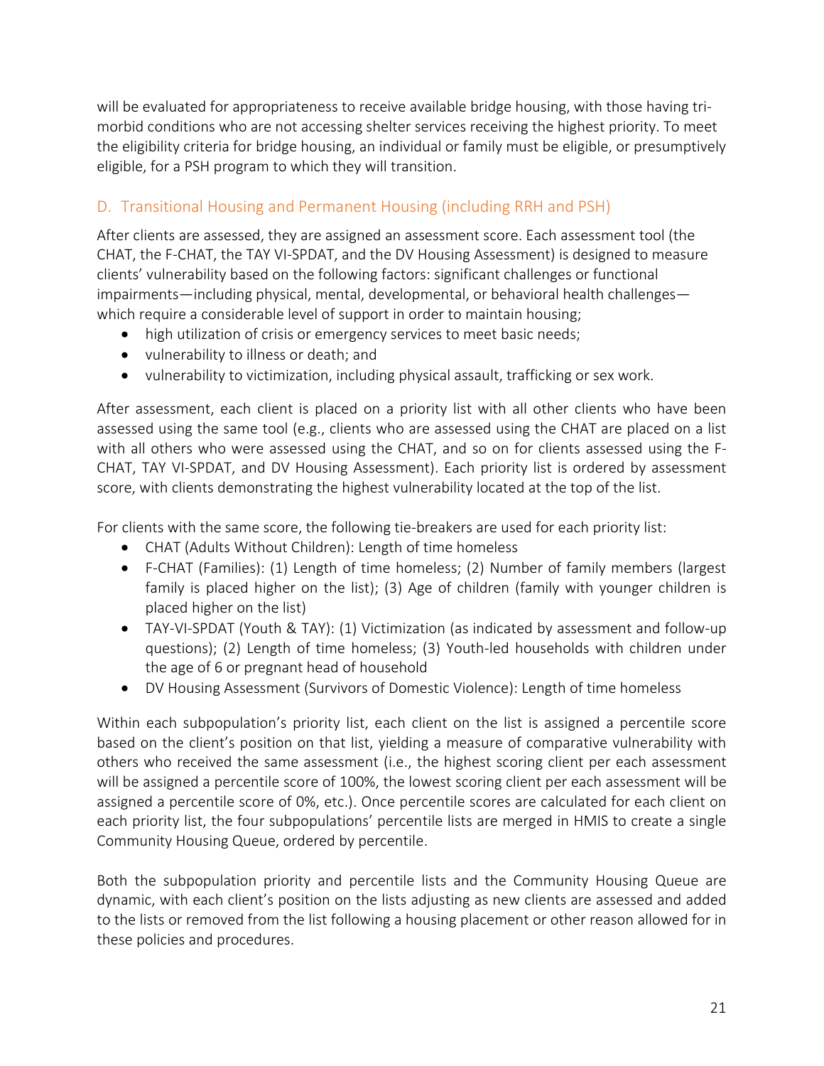will be evaluated for appropriateness to receive available bridge housing, with those having tri-morbid conditions who are not accessing shelter services receiving the highest priority. To meet the eligibility criteria for bridge housing, an individual or family must be eligible, or presumptively eligible, for a PSH program to which they will transition.

## D. Transitional Housing and Permanent Housing (including RRH and PSH)

After clients are assessed, they are assigned an assessment score. Each assessment tool (the CHAT, the F-CHAT, the TAY VI-SPDAT, and the DV Housing Assessment) is designed to measure clients' vulnerability based on the following factors: significant challenges or functional impairments—including physical, mental, developmental, or behavioral health challenges—which require a considerable level of support in order to maintain housing;

- high utilization of crisis or emergency services to meet basic needs;
- vulnerability to illness or death; and
- vulnerability to victimization, including physical assault, trafficking or sex work.

After assessment, each client is placed on a priority list with all other clients who have been assessed using the same tool (e.g., clients who are assessed using the CHAT are placed on a list with all others who were assessed using the CHAT, and so on for clients assessed using the F-CHAT, TAY VI-SPDAT, and DV Housing Assessment). Each priority list is ordered by assessment score, with clients demonstrating the highest vulnerability located at the top of the list.

For clients with the same score, the following tie-breakers are used for each priority list:

- CHAT (Adults Without Children): Length of time homeless
- F-CHAT (Families): (1) Length of time homeless; (2) Number of family members (largest family is placed higher on the list); (3) Age of children (family with younger children is placed higher on the list)
- TAY-VI-SPDAT (Youth & TAY): (1) Victimization (as indicated by assessment and follow-up questions); (2) Length of time homeless; (3) Youth-led households with children under the age of 6 or pregnant head of household
- DV Housing Assessment (Survivors of Domestic Violence): Length of time homeless

Within each subpopulation's priority list, each client on the list is assigned a percentile score based on the client's position on that list, yielding a measure of comparative vulnerability with others who received the same assessment (i.e., the highest scoring client per each assessment will be assigned a percentile score of 100%, the lowest scoring client per each assessment will be assigned a percentile score of 0%, etc.). Once percentile scores are calculated for each client on each priority list, the four subpopulations' percentile lists are merged in HMIS to create a single Community Housing Queue, ordered by percentile.

Both the subpopulation priority and percentile lists and the Community Housing Queue are dynamic, with each client's position on the lists adjusting as new clients are assessed and added to the lists or removed from the list following a housing placement or other reason allowed for in these policies and procedures.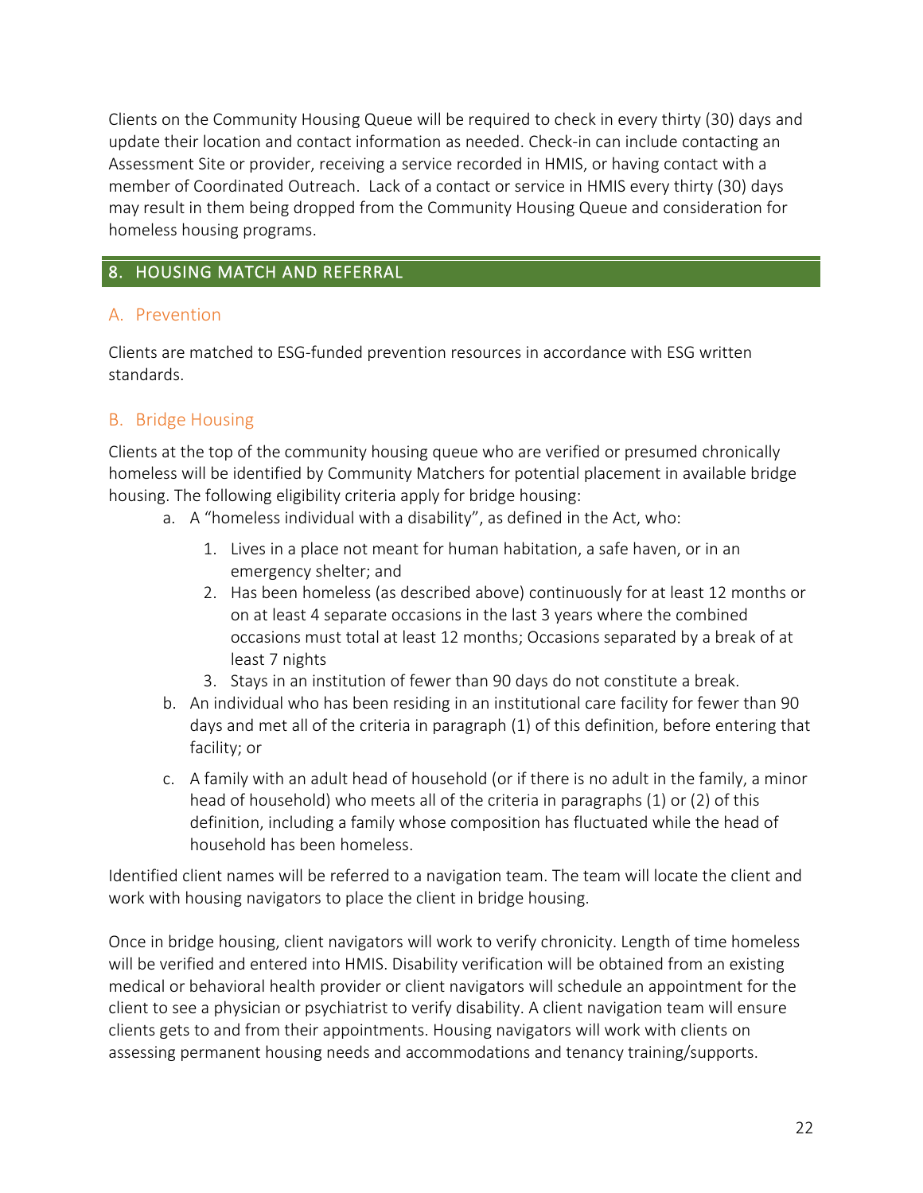Clients on the Community Housing Queue will be required to check in every thirty (30) days and update their location and contact information as needed. Check-in can include contacting an Assessment Site or provider, receiving a service recorded in HMIS, or having contact with a member of Coordinated Outreach. Lack of a contact or service in HMIS every thirty (30) days may result in them being dropped from the Community Housing Queue and consideration for homeless housing programs.

## 8. HOUSING MATCH AND REFERRAL

### A. Prevention

Clients are matched to ESG-funded prevention resources in accordance with ESG written standards.

### B. Bridge Housing

Clients at the top of the community housing queue who are verified or presumed chronically homeless will be identified by Community Matchers for potential placement in available bridge housing. The following eligibility criteria apply for bridge housing:

a. A "homeless individual with a disability", as defined in the Act, who:

   1. Lives in a place not meant for human habitation, a safe haven, or in an emergency shelter; and
   2. Has been homeless (as described above) continuously for at least 12 months or on at least 4 separate occasions in the last 3 years where the combined occasions must total at least 12 months; Occasions separated by a break of at least 7 nights
   3. Stays in an institution of fewer than 90 days do not constitute a break.

b. An individual who has been residing in an institutional care facility for fewer than 90 days and met all of the criteria in paragraph (1) of this definition, before entering that facility; or

c. A family with an adult head of household (or if there is no adult in the family, a minor head of household) who meets all of the criteria in paragraphs (1) or (2) of this definition, including a family whose composition has fluctuated while the head of household has been homeless.

Identified client names will be referred to a navigation team. The team will locate the client and work with housing navigators to place the client in bridge housing.

Once in bridge housing, client navigators will work to verify chronicity. Length of time homeless will be verified and entered into HMIS. Disability verification will be obtained from an existing medical or behavioral health provider or client navigators will schedule an appointment for the client to see a physician or psychiatrist to verify disability. A client navigation team will ensure clients gets to and from their appointments. Housing navigators will work with clients on assessing permanent housing needs and accommodations and tenancy training/supports.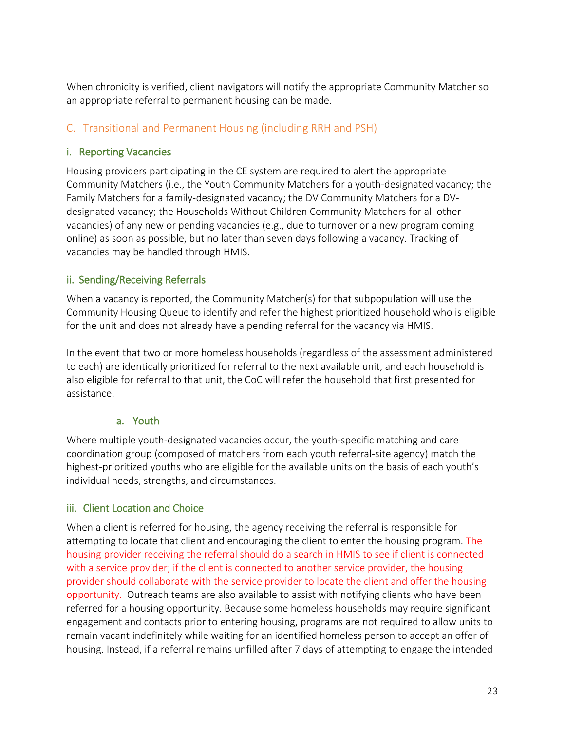When chronicity is verified, client navigators will notify the appropriate Community Matcher so an appropriate referral to permanent housing can be made.

## C. Transitional and Permanent Housing (including RRH and PSH)

### i. Reporting Vacancies

Housing providers participating in the CE system are required to alert the appropriate Community Matchers (i.e., the Youth Community Matchers for a youth-designated vacancy; the Family Matchers for a family-designated vacancy; the DV Community Matchers for a DV-designated vacancy; the Households Without Children Community Matchers for all other vacancies) of any new or pending vacancies (e.g., due to turnover or a new program coming online) as soon as possible, but no later than seven days following a vacancy. Tracking of vacancies may be handled through HMIS.

### ii. Sending/Receiving Referrals

When a vacancy is reported, the Community Matcher(s) for that subpopulation will use the Community Housing Queue to identify and refer the highest prioritized household who is eligible for the unit and does not already have a pending referral for the vacancy via HMIS.

In the event that two or more homeless households (regardless of the assessment administered to each) are identically prioritized for referral to the next available unit, and each household is also eligible for referral to that unit, the CoC will refer the household that first presented for assistance.

#### a. Youth

Where multiple youth-designated vacancies occur, the youth-specific matching and care coordination group (composed of matchers from each youth referral-site agency) match the highest-prioritized youths who are eligible for the available units on the basis of each youth's individual needs, strengths, and circumstances.

### iii. Client Location and Choice

When a client is referred for housing, the agency receiving the referral is responsible for attempting to locate that client and encouraging the client to enter the housing program. The housing provider receiving the referral should do a search in HMIS to see if client is connected with a service provider; if the client is connected to another service provider, the housing provider should collaborate with the service provider to locate the client and offer the housing opportunity. Outreach teams are also available to assist with notifying clients who have been referred for a housing opportunity. Because some homeless households may require significant engagement and contacts prior to entering housing, programs are not required to allow units to remain vacant indefinitely while waiting for an identified homeless person to accept an offer of housing. Instead, if a referral remains unfilled after 7 days of attempting to engage the intended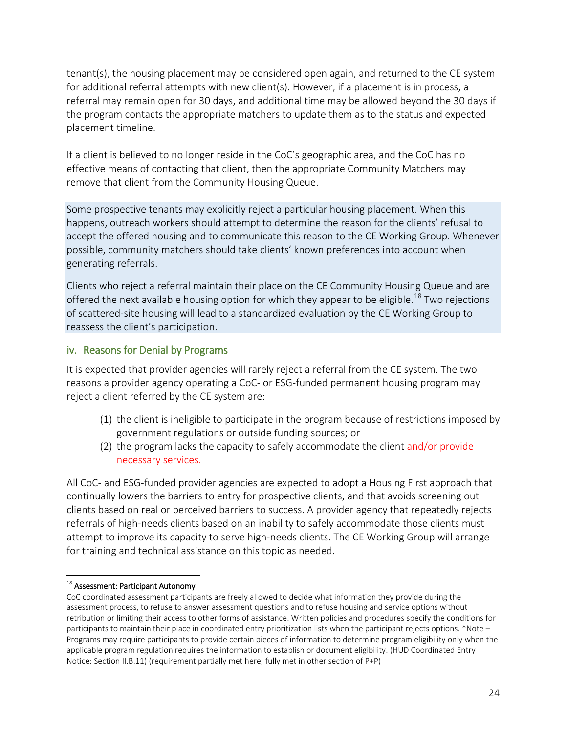tenant(s), the housing placement may be considered open again, and returned to the CE system for additional referral attempts with new client(s). However, if a placement is in process, a referral may remain open for 30 days, and additional time may be allowed beyond the 30 days if the program contacts the appropriate matchers to update them as to the status and expected placement timeline.

If a client is believed to no longer reside in the CoC's geographic area, and the CoC has no effective means of contacting that client, then the appropriate Community Matchers may remove that client from the Community Housing Queue.

Some prospective tenants may explicitly reject a particular housing placement. When this happens, outreach workers should attempt to determine the reason for the clients' refusal to accept the offered housing and to communicate this reason to the CE Working Group. Whenever possible, community matchers should take clients' known preferences into account when generating referrals.

Clients who reject a referral maintain their place on the CE Community Housing Queue and are offered the next available housing option for which they appear to be eligible.[18] Two rejections of scattered-site housing will lead to a standardized evaluation by the CE Working Group to reassess the client's participation.

### iv. Reasons for Denial by Programs

It is expected that provider agencies will rarely reject a referral from the CE system. The two reasons a provider agency operating a CoC- or ESG-funded permanent housing program may reject a client referred by the CE system are:

(1) the client is ineligible to participate in the program because of restrictions imposed by government regulations or outside funding sources; or
(2) the program lacks the capacity to safely accommodate the client and/or provide necessary services.

All CoC- and ESG-funded provider agencies are expected to adopt a Housing First approach that continually lowers the barriers to entry for prospective clients, and that avoids screening out clients based on real or perceived barriers to success. A provider agency that repeatedly rejects referrals of high-needs clients based on an inability to safely accommodate those clients must attempt to improve its capacity to serve high-needs clients. The CE Working Group will arrange for training and technical assistance on this topic as needed.

---

[18] **Assessment: Participant Autonomy**

CoC coordinated assessment participants are freely allowed to decide what information they provide during the assessment process, to refuse to answer assessment questions and to refuse housing and service options without retribution or limiting their access to other forms of assistance. Written policies and procedures specify the conditions for participants to maintain their place in coordinated entry prioritization lists when the participant rejects options. *Note – Programs may require participants to provide certain pieces of information to determine program eligibility only when the applicable program regulation requires the information to establish or document eligibility. (HUD Coordinated Entry Notice: Section II.B.11) (requirement partially met here; fully met in other section of P+P)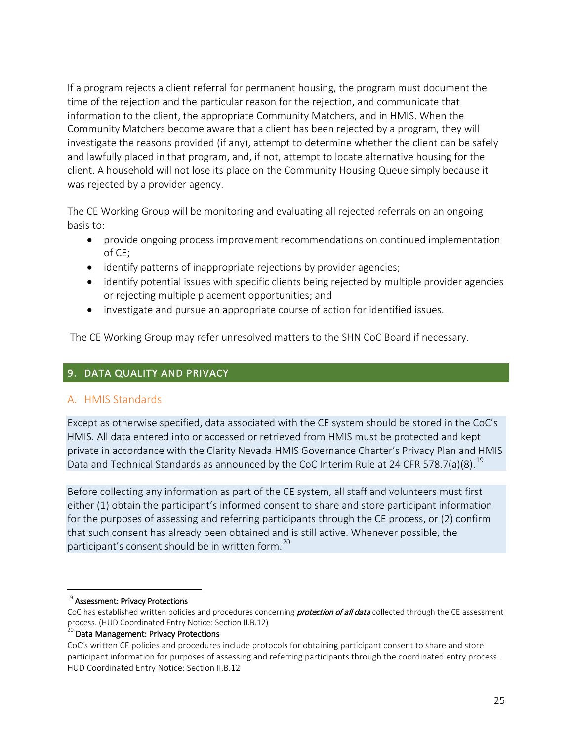If a program rejects a client referral for permanent housing, the program must document the time of the rejection and the particular reason for the rejection, and communicate that information to the client, the appropriate Community Matchers, and in HMIS. When the Community Matchers become aware that a client has been rejected by a program, they will investigate the reasons provided (if any), attempt to determine whether the client can be safely and lawfully placed in that program, and, if not, attempt to locate alternative housing for the client. A household will not lose its place on the Community Housing Queue simply because it was rejected by a provider agency.

The CE Working Group will be monitoring and evaluating all rejected referrals on an ongoing basis to:

- provide ongoing process improvement recommendations on continued implementation of CE;
- identify patterns of inappropriate rejections by provider agencies;
- identify potential issues with specific clients being rejected by multiple provider agencies or rejecting multiple placement opportunities; and
- investigate and pursue an appropriate course of action for identified issues.

The CE Working Group may refer unresolved matters to the SHN CoC Board if necessary.

## 9. DATA QUALITY AND PRIVACY

### A. HMIS Standards

Except as otherwise specified, data associated with the CE system should be stored in the CoC's HMIS. All data entered into or accessed or retrieved from HMIS must be protected and kept private in accordance with the Clarity Nevada HMIS Governance Charter's Privacy Plan and HMIS Data and Technical Standards as announced by the CoC Interim Rule at 24 CFR 578.7(a)(8).[19]

Before collecting any information as part of the CE system, all staff and volunteers must first either (1) obtain the participant's informed consent to share and store participant information for the purposes of assessing and referring participants through the CE process, or (2) confirm that such consent has already been obtained and is still active. Whenever possible, the participant's consent should be in written form.[20]

---

[19] **Assessment: Privacy Protections**
CoC has established written policies and procedures concerning ***protection of all data*** collected through the CE assessment process. (HUD Coordinated Entry Notice: Section II.B.12)

[20] **Data Management: Privacy Protections**
CoC's written CE policies and procedures include protocols for obtaining participant consent to share and store participant information for purposes of assessing and referring participants through the coordinated entry process. HUD Coordinated Entry Notice: Section II.B.12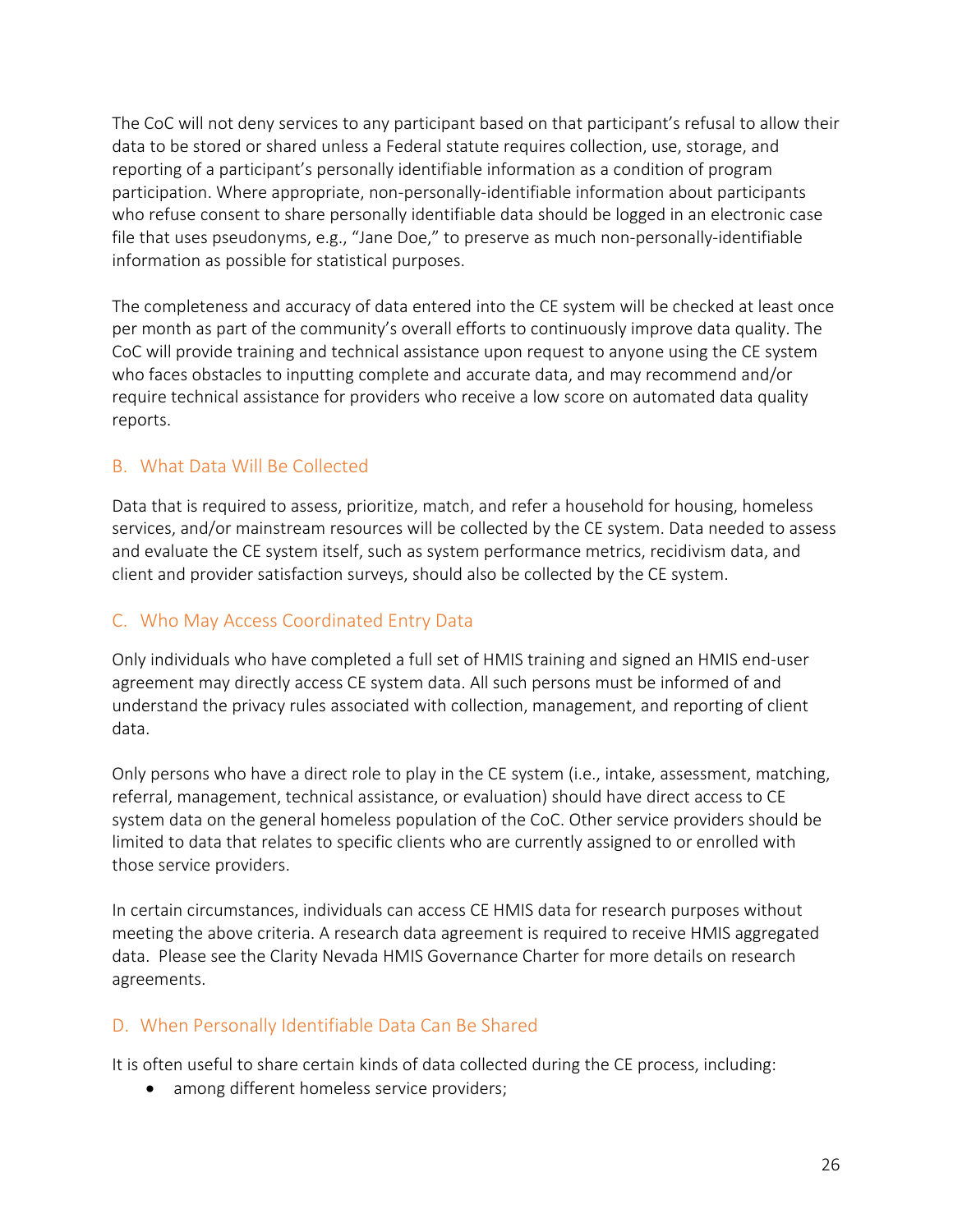The CoC will not deny services to any participant based on that participant's refusal to allow their data to be stored or shared unless a Federal statute requires collection, use, storage, and reporting of a participant's personally identifiable information as a condition of program participation. Where appropriate, non-personally-identifiable information about participants who refuse consent to share personally identifiable data should be logged in an electronic case file that uses pseudonyms, e.g., "Jane Doe," to preserve as much non-personally-identifiable information as possible for statistical purposes.

The completeness and accuracy of data entered into the CE system will be checked at least once per month as part of the community's overall efforts to continuously improve data quality. The CoC will provide training and technical assistance upon request to anyone using the CE system who faces obstacles to inputting complete and accurate data, and may recommend and/or require technical assistance for providers who receive a low score on automated data quality reports.

## B. What Data Will Be Collected

Data that is required to assess, prioritize, match, and refer a household for housing, homeless services, and/or mainstream resources will be collected by the CE system. Data needed to assess and evaluate the CE system itself, such as system performance metrics, recidivism data, and client and provider satisfaction surveys, should also be collected by the CE system.

## C. Who May Access Coordinated Entry Data

Only individuals who have completed a full set of HMIS training and signed an HMIS end-user agreement may directly access CE system data. All such persons must be informed of and understand the privacy rules associated with collection, management, and reporting of client data.

Only persons who have a direct role to play in the CE system (i.e., intake, assessment, matching, referral, management, technical assistance, or evaluation) should have direct access to CE system data on the general homeless population of the CoC. Other service providers should be limited to data that relates to specific clients who are currently assigned to or enrolled with those service providers.

In certain circumstances, individuals can access CE HMIS data for research purposes without meeting the above criteria. A research data agreement is required to receive HMIS aggregated data. Please see the Clarity Nevada HMIS Governance Charter for more details on research agreements.

## D. When Personally Identifiable Data Can Be Shared

It is often useful to share certain kinds of data collected during the CE process, including:

- among different homeless service providers;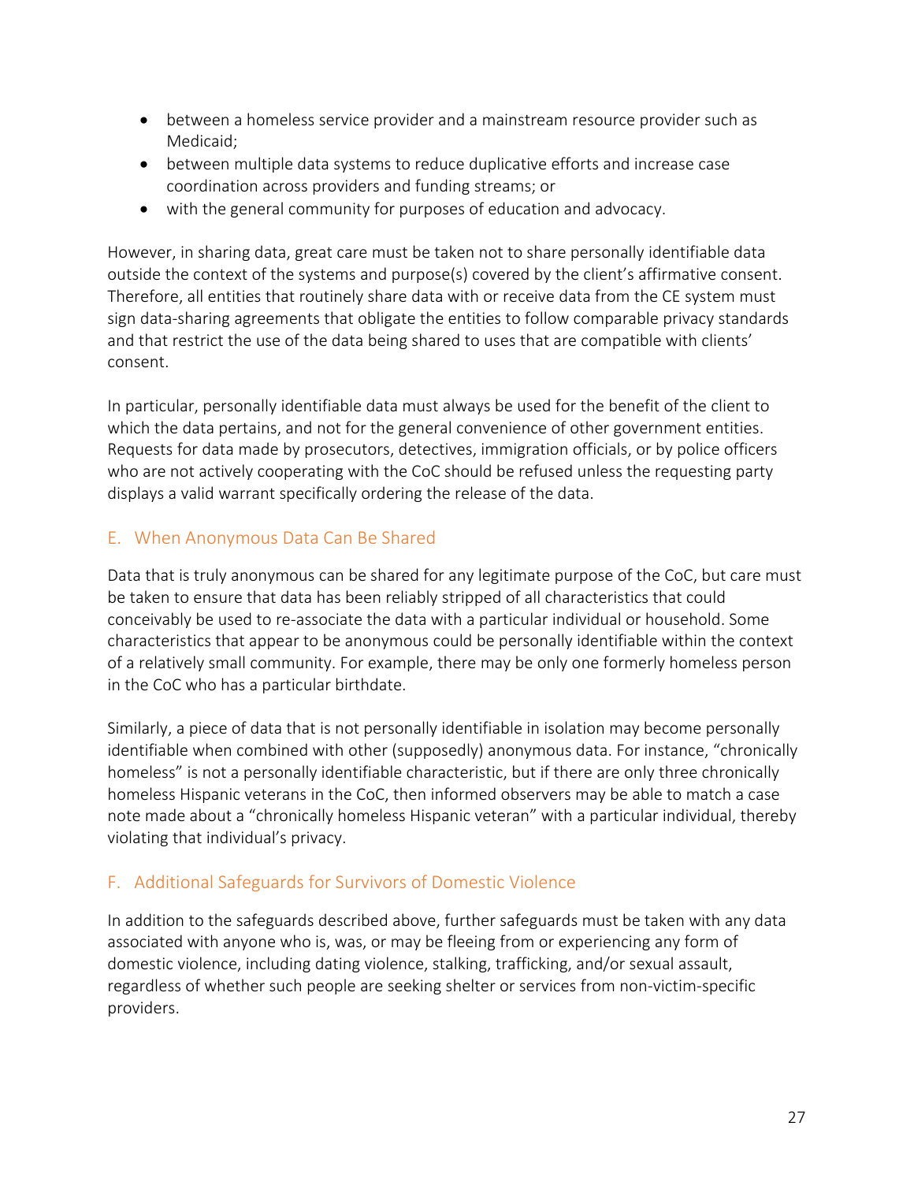- between a homeless service provider and a mainstream resource provider such as Medicaid;
- between multiple data systems to reduce duplicative efforts and increase case coordination across providers and funding streams; or
- with the general community for purposes of education and advocacy.

However, in sharing data, great care must be taken not to share personally identifiable data outside the context of the systems and purpose(s) covered by the client's affirmative consent. Therefore, all entities that routinely share data with or receive data from the CE system must sign data-sharing agreements that obligate the entities to follow comparable privacy standards and that restrict the use of the data being shared to uses that are compatible with clients' consent.

In particular, personally identifiable data must always be used for the benefit of the client to which the data pertains, and not for the general convenience of other government entities. Requests for data made by prosecutors, detectives, immigration officials, or by police officers who are not actively cooperating with the CoC should be refused unless the requesting party displays a valid warrant specifically ordering the release of the data.

## E. When Anonymous Data Can Be Shared

Data that is truly anonymous can be shared for any legitimate purpose of the CoC, but care must be taken to ensure that data has been reliably stripped of all characteristics that could conceivably be used to re-associate the data with a particular individual or household. Some characteristics that appear to be anonymous could be personally identifiable within the context of a relatively small community. For example, there may be only one formerly homeless person in the CoC who has a particular birthdate.

Similarly, a piece of data that is not personally identifiable in isolation may become personally identifiable when combined with other (supposedly) anonymous data. For instance, "chronically homeless" is not a personally identifiable characteristic, but if there are only three chronically homeless Hispanic veterans in the CoC, then informed observers may be able to match a case note made about a "chronically homeless Hispanic veteran" with a particular individual, thereby violating that individual's privacy.

## F. Additional Safeguards for Survivors of Domestic Violence

In addition to the safeguards described above, further safeguards must be taken with any data associated with anyone who is, was, or may be fleeing from or experiencing any form of domestic violence, including dating violence, stalking, trafficking, and/or sexual assault, regardless of whether such people are seeking shelter or services from non-victim-specific providers.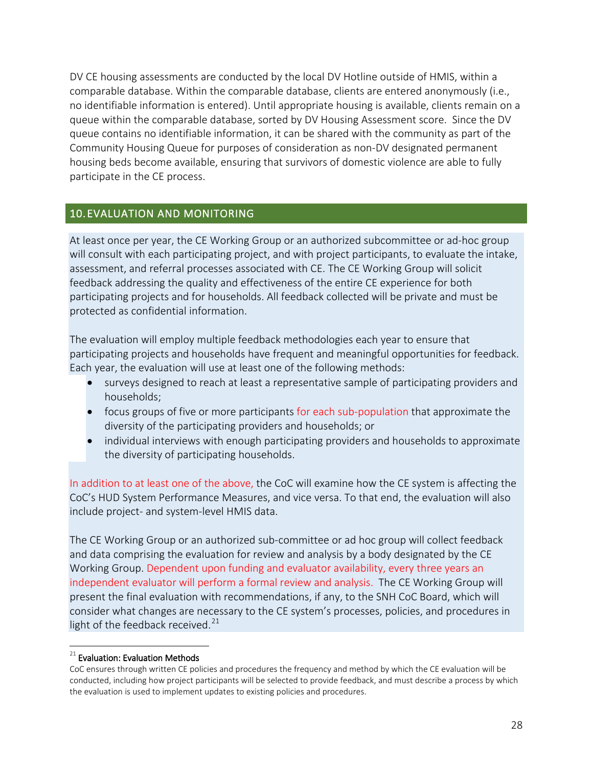DV CE housing assessments are conducted by the local DV Hotline outside of HMIS, within a comparable database. Within the comparable database, clients are entered anonymously (i.e., no identifiable information is entered). Until appropriate housing is available, clients remain on a queue within the comparable database, sorted by DV Housing Assessment score. Since the DV queue contains no identifiable information, it can be shared with the community as part of the Community Housing Queue for purposes of consideration as non-DV designated permanent housing beds become available, ensuring that survivors of domestic violence are able to fully participate in the CE process.

## 10. EVALUATION AND MONITORING

At least once per year, the CE Working Group or an authorized subcommittee or ad-hoc group will consult with each participating project, and with project participants, to evaluate the intake, assessment, and referral processes associated with CE. The CE Working Group will solicit feedback addressing the quality and effectiveness of the entire CE experience for both participating projects and for households. All feedback collected will be private and must be protected as confidential information.

The evaluation will employ multiple feedback methodologies each year to ensure that participating projects and households have frequent and meaningful opportunities for feedback. Each year, the evaluation will use at least one of the following methods:

- surveys designed to reach at least a representative sample of participating providers and households;
- focus groups of five or more participants for each sub-population that approximate the diversity of the participating providers and households; or
- individual interviews with enough participating providers and households to approximate the diversity of participating households.

In addition to at least one of the above, the CoC will examine how the CE system is affecting the CoC's HUD System Performance Measures, and vice versa. To that end, the evaluation will also include project- and system-level HMIS data.

The CE Working Group or an authorized sub-committee or ad hoc group will collect feedback and data comprising the evaluation for review and analysis by a body designated by the CE Working Group. Dependent upon funding and evaluator availability, every three years an independent evaluator will perform a formal review and analysis. The CE Working Group will present the final evaluation with recommendations, if any, to the SNH CoC Board, which will consider what changes are necessary to the CE system's processes, policies, and procedures in light of the feedback received.[21]

[21] **Evaluation: Evaluation Methods**
CoC ensures through written CE policies and procedures the frequency and method by which the CE evaluation will be conducted, including how project participants will be selected to provide feedback, and must describe a process by which the evaluation is used to implement updates to existing policies and procedures.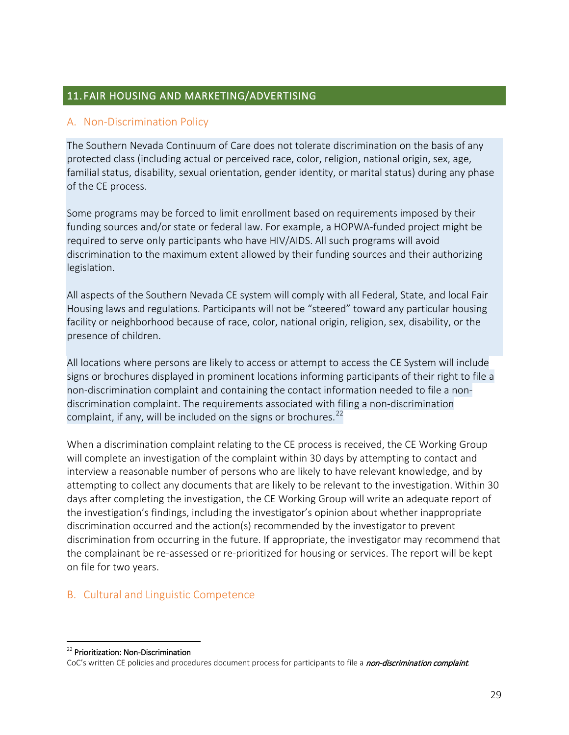## 11. FAIR HOUSING AND MARKETING/ADVERTISING

### A. Non-Discrimination Policy

The Southern Nevada Continuum of Care does not tolerate discrimination on the basis of any protected class (including actual or perceived race, color, religion, national origin, sex, age, familial status, disability, sexual orientation, gender identity, or marital status) during any phase of the CE process.

Some programs may be forced to limit enrollment based on requirements imposed by their funding sources and/or state or federal law. For example, a HOPWA-funded project might be required to serve only participants who have HIV/AIDS. All such programs will avoid discrimination to the maximum extent allowed by their funding sources and their authorizing legislation.

All aspects of the Southern Nevada CE system will comply with all Federal, State, and local Fair Housing laws and regulations. Participants will not be "steered" toward any particular housing facility or neighborhood because of race, color, national origin, religion, sex, disability, or the presence of children.

All locations where persons are likely to access or attempt to access the CE System will include signs or brochures displayed in prominent locations informing participants of their right to file a non-discrimination complaint and containing the contact information needed to file a non-discrimination complaint. The requirements associated with filing a non-discrimination complaint, if any, will be included on the signs or brochures.[22]

When a discrimination complaint relating to the CE process is received, the CE Working Group will complete an investigation of the complaint within 30 days by attempting to contact and interview a reasonable number of persons who are likely to have relevant knowledge, and by attempting to collect any documents that are likely to be relevant to the investigation. Within 30 days after completing the investigation, the CE Working Group will write an adequate report of the investigation's findings, including the investigator's opinion about whether inappropriate discrimination occurred and the action(s) recommended by the investigator to prevent discrimination from occurring in the future. If appropriate, the investigator may recommend that the complainant be re-assessed or re-prioritized for housing or services. The report will be kept on file for two years.

### B. Cultural and Linguistic Competence

---

[22] **Prioritization: Non-Discrimination**
CoC's written CE policies and procedures document process for participants to file a ***non-discrimination complaint***.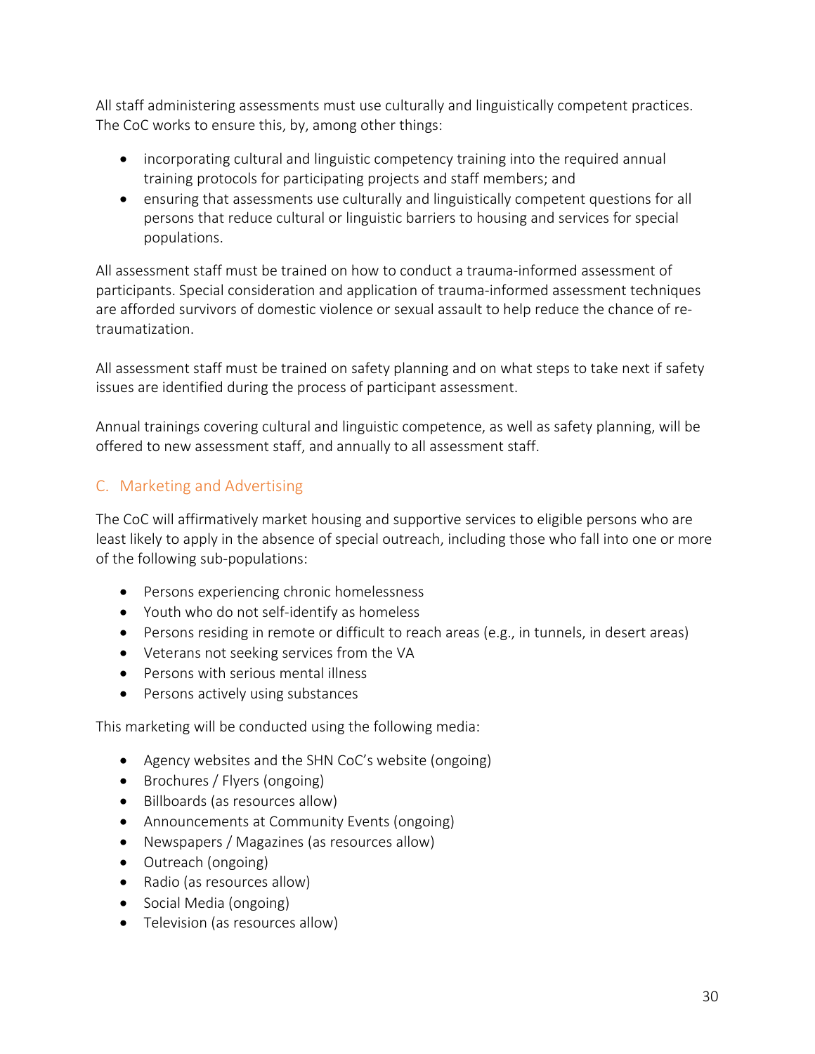All staff administering assessments must use culturally and linguistically competent practices. The CoC works to ensure this, by, among other things:

- incorporating cultural and linguistic competency training into the required annual training protocols for participating projects and staff members; and
- ensuring that assessments use culturally and linguistically competent questions for all persons that reduce cultural or linguistic barriers to housing and services for special populations.

All assessment staff must be trained on how to conduct a trauma-informed assessment of participants. Special consideration and application of trauma-informed assessment techniques are afforded survivors of domestic violence or sexual assault to help reduce the chance of re-traumatization.

All assessment staff must be trained on safety planning and on what steps to take next if safety issues are identified during the process of participant assessment.

Annual trainings covering cultural and linguistic competence, as well as safety planning, will be offered to new assessment staff, and annually to all assessment staff.

## C. Marketing and Advertising

The CoC will affirmatively market housing and supportive services to eligible persons who are least likely to apply in the absence of special outreach, including those who fall into one or more of the following sub-populations:

- Persons experiencing chronic homelessness
- Youth who do not self-identify as homeless
- Persons residing in remote or difficult to reach areas (e.g., in tunnels, in desert areas)
- Veterans not seeking services from the VA
- Persons with serious mental illness
- Persons actively using substances

This marketing will be conducted using the following media:

- Agency websites and the SHN CoC's website (ongoing)
- Brochures / Flyers (ongoing)
- Billboards (as resources allow)
- Announcements at Community Events (ongoing)
- Newspapers / Magazines (as resources allow)
- Outreach (ongoing)
- Radio (as resources allow)
- Social Media (ongoing)
- Television (as resources allow)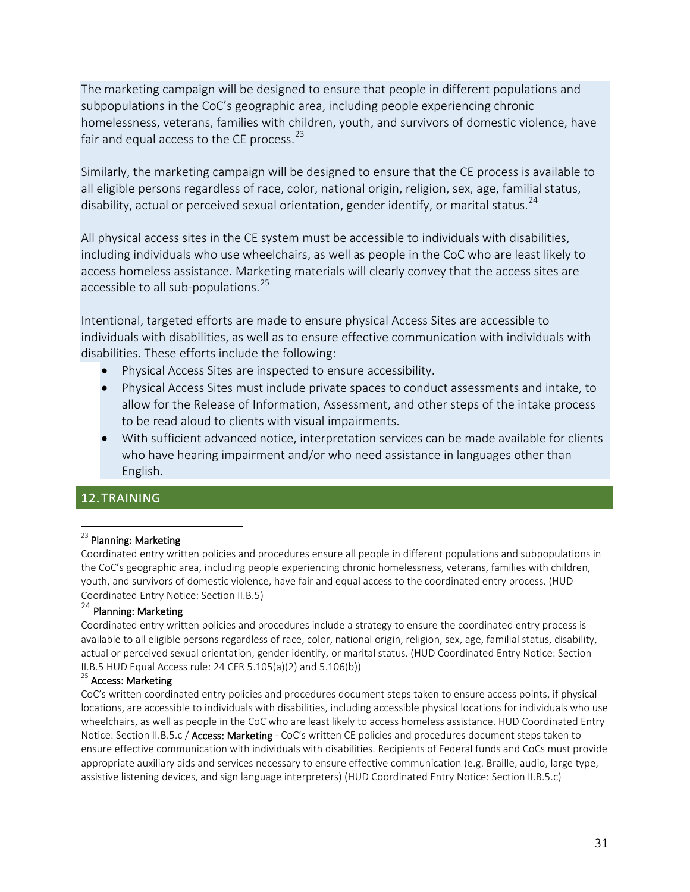The marketing campaign will be designed to ensure that people in different populations and subpopulations in the CoC's geographic area, including people experiencing chronic homelessness, veterans, families with children, youth, and survivors of domestic violence, have fair and equal access to the CE process.[23]

Similarly, the marketing campaign will be designed to ensure that the CE process is available to all eligible persons regardless of race, color, national origin, religion, sex, age, familial status, disability, actual or perceived sexual orientation, gender identify, or marital status.[24]

All physical access sites in the CE system must be accessible to individuals with disabilities, including individuals who use wheelchairs, as well as people in the CoC who are least likely to access homeless assistance. Marketing materials will clearly convey that the access sites are accessible to all sub-populations.[25]

Intentional, targeted efforts are made to ensure physical Access Sites are accessible to individuals with disabilities, as well as to ensure effective communication with individuals with disabilities. These efforts include the following:

- Physical Access Sites are inspected to ensure accessibility.
- Physical Access Sites must include private spaces to conduct assessments and intake, to allow for the Release of Information, Assessment, and other steps of the intake process to be read aloud to clients with visual impairments.
- With sufficient advanced notice, interpretation services can be made available for clients who have hearing impairment and/or who need assistance in languages other than English.

## 12. TRAINING

---

[23] **Planning: Marketing**
Coordinated entry written policies and procedures ensure all people in different populations and subpopulations in the CoC's geographic area, including people experiencing chronic homelessness, veterans, families with children, youth, and survivors of domestic violence, have fair and equal access to the coordinated entry process. (HUD Coordinated Entry Notice: Section II.B.5)

[24] **Planning: Marketing**
Coordinated entry written policies and procedures include a strategy to ensure the coordinated entry process is available to all eligible persons regardless of race, color, national origin, religion, sex, age, familial status, disability, actual or perceived sexual orientation, gender identify, or marital status. (HUD Coordinated Entry Notice: Section II.B.5 HUD Equal Access rule: 24 CFR 5.105(a)(2) and 5.106(b))

[25] **Access: Marketing**
CoC's written coordinated entry policies and procedures document steps taken to ensure access points, if physical locations, are accessible to individuals with disabilities, including accessible physical locations for individuals who use wheelchairs, as well as people in the CoC who are least likely to access homeless assistance. HUD Coordinated Entry Notice: Section II.B.5.c / **Access: Marketing** - CoC's written CE policies and procedures document steps taken to ensure effective communication with individuals with disabilities. Recipients of Federal funds and CoCs must provide appropriate auxiliary aids and services necessary to ensure effective communication (e.g. Braille, audio, large type, assistive listening devices, and sign language interpreters) (HUD Coordinated Entry Notice: Section II.B.5.c)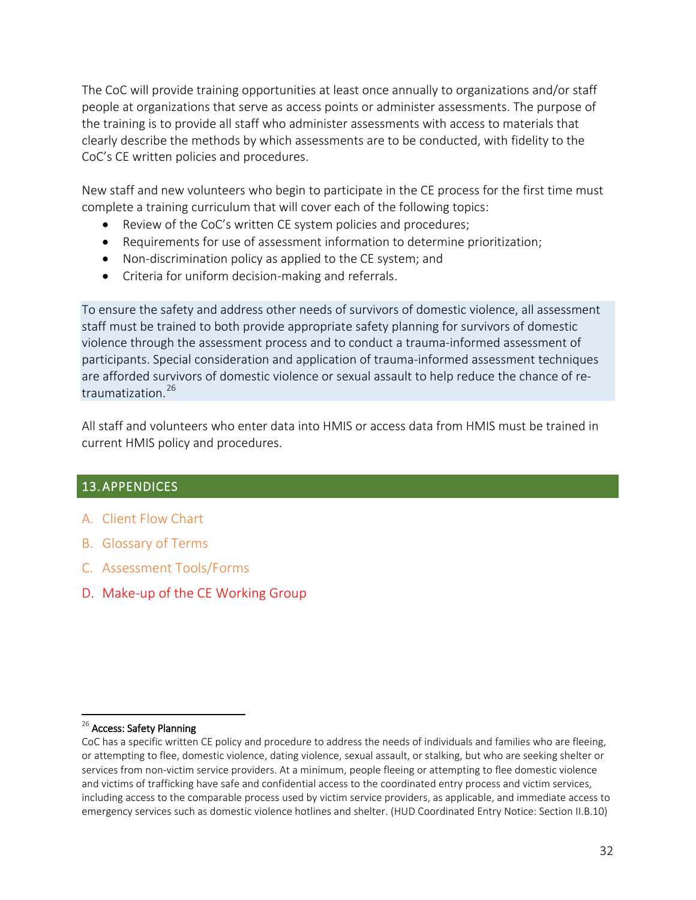The CoC will provide training opportunities at least once annually to organizations and/or staff people at organizations that serve as access points or administer assessments. The purpose of the training is to provide all staff who administer assessments with access to materials that clearly describe the methods by which assessments are to be conducted, with fidelity to the CoC's CE written policies and procedures.

New staff and new volunteers who begin to participate in the CE process for the first time must complete a training curriculum that will cover each of the following topics:

- Review of the CoC's written CE system policies and procedures;
- Requirements for use of assessment information to determine prioritization;
- Non-discrimination policy as applied to the CE system; and
- Criteria for uniform decision-making and referrals.

To ensure the safety and address other needs of survivors of domestic violence, all assessment staff must be trained to both provide appropriate safety planning for survivors of domestic violence through the assessment process and to conduct a trauma-informed assessment of participants. Special consideration and application of trauma-informed assessment techniques are afforded survivors of domestic violence or sexual assault to help reduce the chance of re-traumatization.[26]

All staff and volunteers who enter data into HMIS or access data from HMIS must be trained in current HMIS policy and procedures.

## 13. APPENDICES

A. Client Flow Chart

B. Glossary of Terms

C. Assessment Tools/Forms

D. Make-up of the CE Working Group

---

[26] **Access: Safety Planning**

CoC has a specific written CE policy and procedure to address the needs of individuals and families who are fleeing, or attempting to flee, domestic violence, dating violence, sexual assault, or stalking, but who are seeking shelter or services from non-victim service providers. At a minimum, people fleeing or attempting to flee domestic violence and victims of trafficking have safe and confidential access to the coordinated entry process and victim services, including access to the comparable process used by victim service providers, as applicable, and immediate access to emergency services such as domestic violence hotlines and shelter. (HUD Coordinated Entry Notice: Section II.B.10)